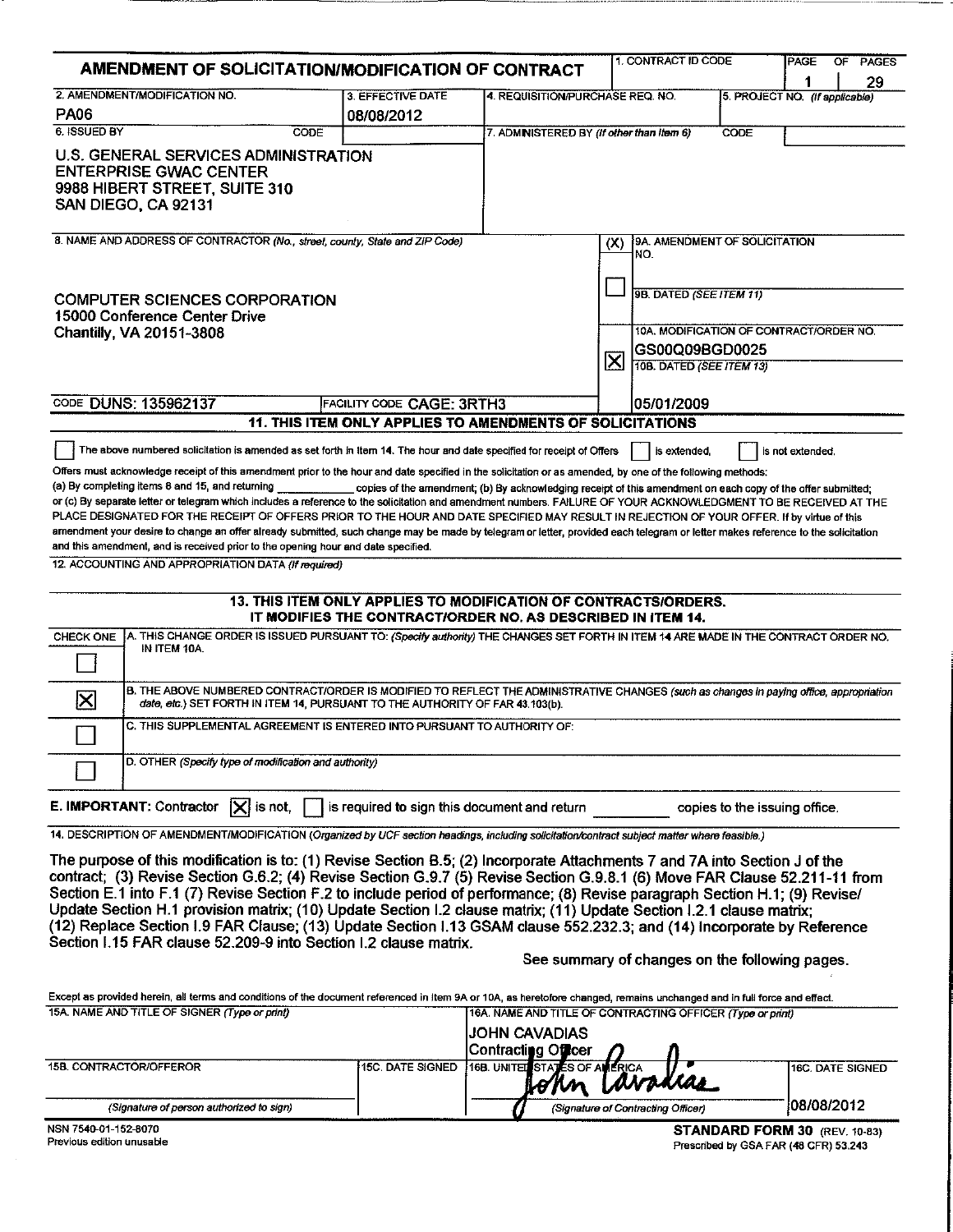# AMENDMENT OF SOLICITATION/MODIFICATION OF CONTRACT

| 1. CONTRACT ID CODE | PAGE OF PAGES |
|---|---|
| | 1 / 29 |

| 2. AMENDMENT/MODIFICATION NO. | 3. EFFECTIVE DATE | 4. REQUISITION/PURCHASE REQ. NO. | 5. PROJECT NO. (If applicable) |
|---|---|---|---|
| PA06 | 08/08/2012 | | |

**6. ISSUED BY** CODE

U.S. GENERAL SERVICES ADMINISTRATION
ENTERPRISE GWAC CENTER
9988 HIBERT STREET, SUITE 310
SAN DIEGO, CA 92131

**7. ADMINISTERED BY** *(If other than Item 6)* CODE

**8. NAME AND ADDRESS OF CONTRACTOR** *(No., street, county, State and ZIP Code)*

COMPUTER SCIENCES CORPORATION
15000 Conference Center Drive
Chantilly, VA 20151-3808

CODE DUNS: 135962137 FACILITY CODE CAGE: 3RTH3

(X)

- [ ] 9A. AMENDMENT OF SOLICITATION NO.
- 9B. DATED *(SEE ITEM 11)*
- [X] 10A. MODIFICATION OF CONTRACT/ORDER NO. GS00Q09BGD0025
- 10B. DATED *(SEE ITEM 13)* 05/01/2009

## 11. THIS ITEM ONLY APPLIES TO AMENDMENTS OF SOLICITATIONS

☐ The above numbered solicitation is amended as set forth in Item 14. The hour and date specified for receipt of Offers ☐ is extended, ☐ is not extended.

Offers must acknowledge receipt of this amendment prior to the hour and date specified in the solicitation or as amended, by one of the following methods: (a) By completing items 8 and 15, and returning ________ copies of the amendment; (b) By acknowledging receipt of this amendment on each copy of the offer submitted; or (c) By separate letter or telegram which includes a reference to the solicitation and amendment numbers. FAILURE OF YOUR ACKNOWLEDGMENT TO BE RECEIVED AT THE PLACE DESIGNATED FOR THE RECEIPT OF OFFERS PRIOR TO THE HOUR AND DATE SPECIFIED MAY RESULT IN REJECTION OF YOUR OFFER. If by virtue of this amendment your desire to change an offer already submitted, such change may be made by telegram or letter, provided each telegram or letter makes reference to the solicitation and this amendment, and is received prior to the opening hour and date specified.

**12. ACCOUNTING AND APPROPRIATION DATA** *(If required)*

## 13. THIS ITEM ONLY APPLIES TO MODIFICATION OF CONTRACTS/ORDERS. IT MODIFIES THE CONTRACT/ORDER NO. AS DESCRIBED IN ITEM 14.

| CHECK ONE | |
|---|---|
| ☐ | A. THIS CHANGE ORDER IS ISSUED PURSUANT TO: *(Specify authority)* THE CHANGES SET FORTH IN ITEM 14 ARE MADE IN THE CONTRACT ORDER NO. IN ITEM 10A. |
| ☒ | B. THE ABOVE NUMBERED CONTRACT/ORDER IS MODIFIED TO REFLECT THE ADMINISTRATIVE CHANGES *(such as changes in paying office, appropriation date, etc.)* SET FORTH IN ITEM 14, PURSUANT TO THE AUTHORITY OF FAR 43.103(b). |
| ☐ | C. THIS SUPPLEMENTAL AGREEMENT IS ENTERED INTO PURSUANT TO AUTHORITY OF: |
| ☐ | D. OTHER *(Specify type of modification and authority)* |

**E. IMPORTANT:** Contractor ☒ is not, ☐ is required to sign this document and return ________ copies to the issuing office.

**14. DESCRIPTION OF AMENDMENT/MODIFICATION** *(Organized by UCF section headings, including solicitation/contract subject matter where feasible.)*

The purpose of this modification is to: (1) Revise Section B.5; (2) Incorporate Attachments 7 and 7A into Section J of the contract; (3) Revise Section G.6.2; (4) Revise Section G.9.7 (5) Revise Section G.9.8.1 (6) Move FAR Clause 52.211-11 from Section E.1 into F.1 (7) Revise Section F.2 to include period of performance; (8) Revise paragraph Section H.1; (9) Revise/ Update Section H.1 provision matrix; (10) Update Section I.2 clause matrix; (11) Update Section I.2.1 clause matrix; (12) Replace Section I.9 FAR Clause; (13) Update Section I.13 GSAM clause 552.232.3; and (14) Incorporate by Reference Section I.15 FAR clause 52.209-9 into Section I.2 clause matrix.

See summary of changes on the following pages.

Except as provided herein, all terms and conditions of the document referenced in Item 9A or 10A, as heretofore changed, remains unchanged and in full force and effect.

| 15A. NAME AND TITLE OF SIGNER *(Type or print)* | | 16A. NAME AND TITLE OF CONTRACTING OFFICER *(Type or print)* | |
|---|---|---|---|
| | | JOHN CAVADIAS<br>Contracting Officer | |
| **15B. CONTRACTOR/OFFEROR** | **15C. DATE SIGNED** | **16B. UNITED STATES OF AMERICA** | **16C. DATE SIGNED** |
| *(Signature of person authorized to sign)* | | John Cavadias<br>*(Signature of Contracting Officer)* | 08/08/2012 |

NSN 7540-01-152-8070
Previous edition unusable

**STANDARD FORM 30** (REV. 10-83)
Prescribed by GSA FAR (48 CFR) 53.243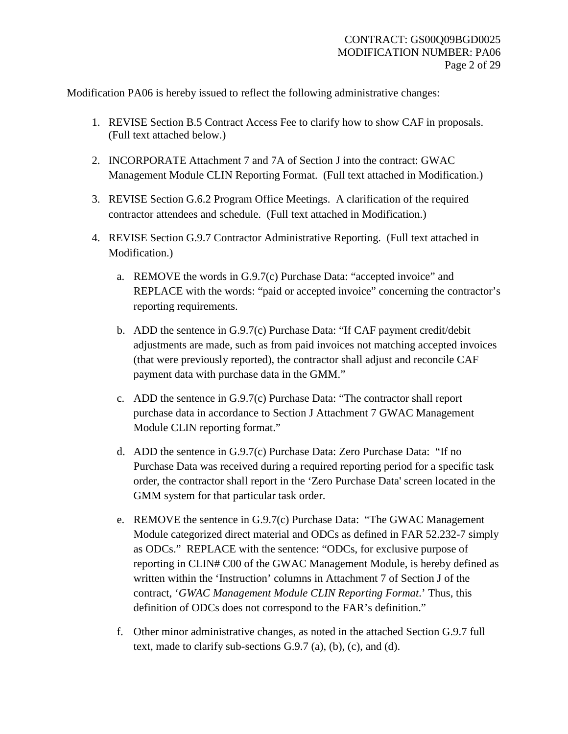Modification PA06 is hereby issued to reflect the following administrative changes:

1. REVISE Section B.5 Contract Access Fee to clarify how to show CAF in proposals. (Full text attached below.)

2. INCORPORATE Attachment 7 and 7A of Section J into the contract: GWAC Management Module CLIN Reporting Format. (Full text attached in Modification.)

3. REVISE Section G.6.2 Program Office Meetings. A clarification of the required contractor attendees and schedule. (Full text attached in Modification.)

4. REVISE Section G.9.7 Contractor Administrative Reporting. (Full text attached in Modification.)

   a. REMOVE the words in G.9.7(c) Purchase Data: "accepted invoice" and REPLACE with the words: "paid or accepted invoice" concerning the contractor's reporting requirements.

   b. ADD the sentence in G.9.7(c) Purchase Data: "If CAF payment credit/debit adjustments are made, such as from paid invoices not matching accepted invoices (that were previously reported), the contractor shall adjust and reconcile CAF payment data with purchase data in the GMM."

   c. ADD the sentence in G.9.7(c) Purchase Data: "The contractor shall report purchase data in accordance to Section J Attachment 7 GWAC Management Module CLIN reporting format."

   d. ADD the sentence in G.9.7(c) Purchase Data: Zero Purchase Data: "If no Purchase Data was received during a required reporting period for a specific task order, the contractor shall report in the 'Zero Purchase Data' screen located in the GMM system for that particular task order.

   e. REMOVE the sentence in G.9.7(c) Purchase Data: "The GWAC Management Module categorized direct material and ODCs as defined in FAR 52.232-7 simply as ODCs." REPLACE with the sentence: "ODCs, for exclusive purpose of reporting in CLIN# C00 of the GWAC Management Module, is hereby defined as written within the 'Instruction' columns in Attachment 7 of Section J of the contract, '*GWAC Management Module CLIN Reporting Format*.' Thus, this definition of ODCs does not correspond to the FAR's definition."

   f. Other minor administrative changes, as noted in the attached Section G.9.7 full text, made to clarify sub-sections G.9.7 (a), (b), (c), and (d).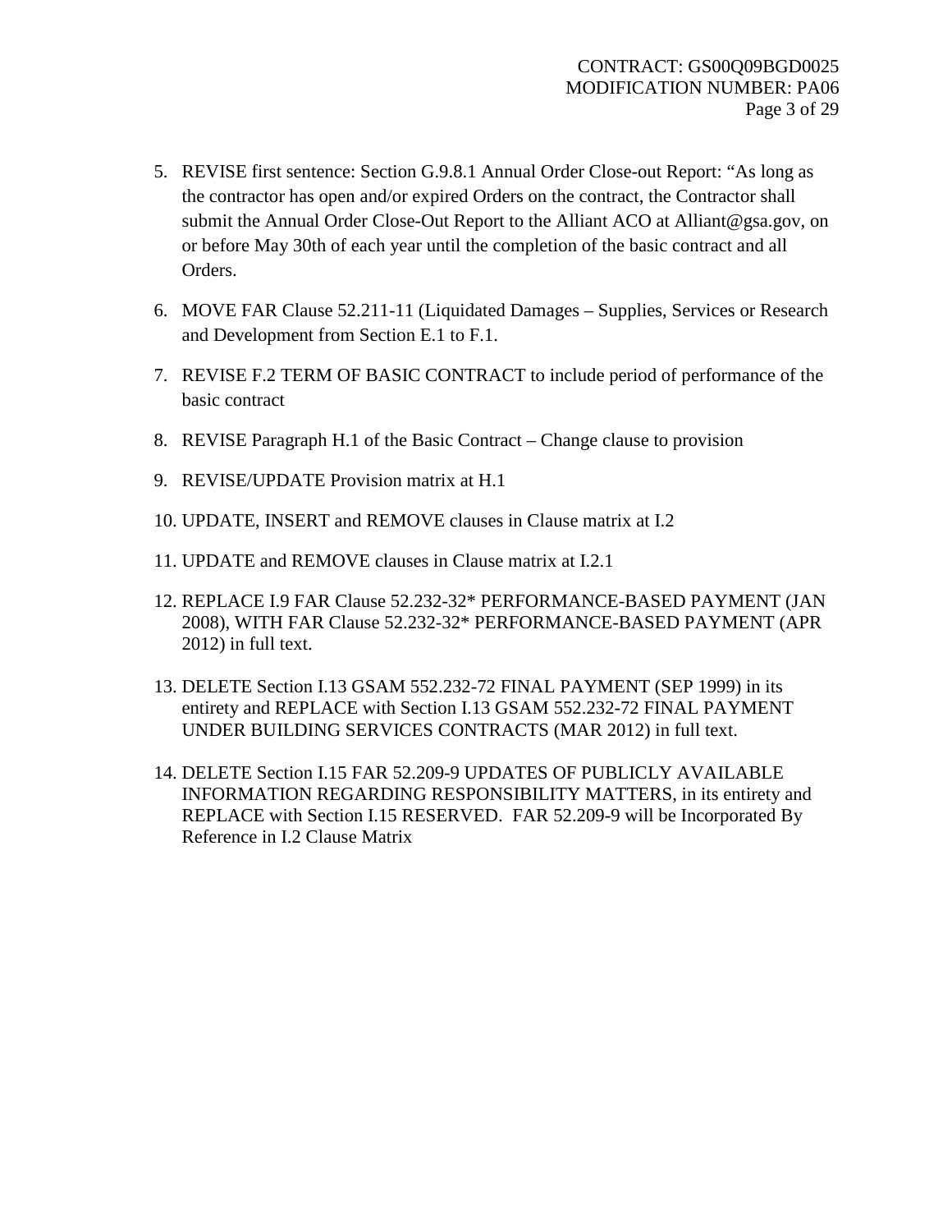5. REVISE first sentence: Section G.9.8.1 Annual Order Close-out Report: "As long as the contractor has open and/or expired Orders on the contract, the Contractor shall submit the Annual Order Close-Out Report to the Alliant ACO at Alliant@gsa.gov, on or before May 30th of each year until the completion of the basic contract and all Orders.

6. MOVE FAR Clause 52.211-11 (Liquidated Damages – Supplies, Services or Research and Development from Section E.1 to F.1.

7. REVISE F.2 TERM OF BASIC CONTRACT to include period of performance of the basic contract

8. REVISE Paragraph H.1 of the Basic Contract – Change clause to provision

9. REVISE/UPDATE Provision matrix at H.1

10. UPDATE, INSERT and REMOVE clauses in Clause matrix at I.2

11. UPDATE and REMOVE clauses in Clause matrix at I.2.1

12. REPLACE I.9 FAR Clause 52.232-32* PERFORMANCE-BASED PAYMENT (JAN 2008), WITH FAR Clause 52.232-32* PERFORMANCE-BASED PAYMENT (APR 2012) in full text.

13. DELETE Section I.13 GSAM 552.232-72 FINAL PAYMENT (SEP 1999) in its entirety and REPLACE with Section I.13 GSAM 552.232-72 FINAL PAYMENT UNDER BUILDING SERVICES CONTRACTS (MAR 2012) in full text.

14. DELETE Section I.15 FAR 52.209-9 UPDATES OF PUBLICLY AVAILABLE INFORMATION REGARDING RESPONSIBILITY MATTERS, in its entirety and REPLACE with Section I.15 RESERVED. FAR 52.209-9 will be Incorporated By Reference in I.2 Clause Matrix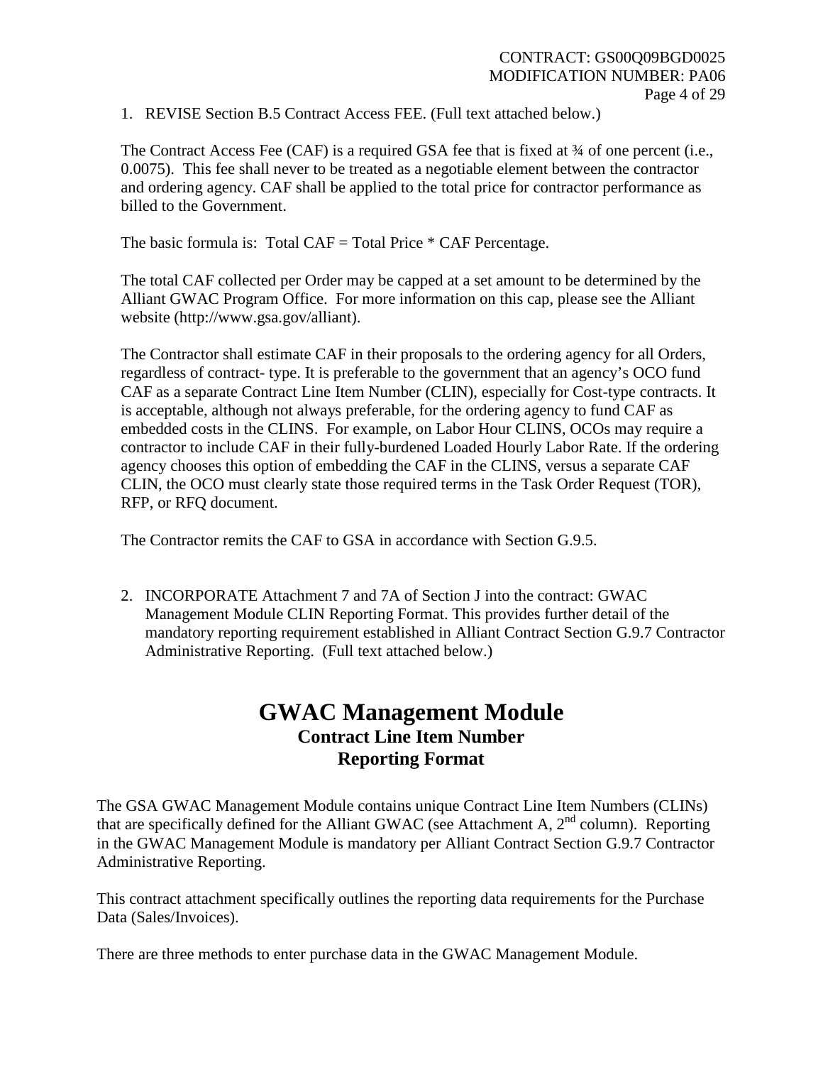1. REVISE Section B.5 Contract Access FEE. (Full text attached below.)

The Contract Access Fee (CAF) is a required GSA fee that is fixed at ¾ of one percent (i.e., 0.0075). This fee shall never to be treated as a negotiable element between the contractor and ordering agency. CAF shall be applied to the total price for contractor performance as billed to the Government.

The basic formula is: Total CAF = Total Price * CAF Percentage.

The total CAF collected per Order may be capped at a set amount to be determined by the Alliant GWAC Program Office. For more information on this cap, please see the Alliant website (http://www.gsa.gov/alliant).

The Contractor shall estimate CAF in their proposals to the ordering agency for all Orders, regardless of contract- type. It is preferable to the government that an agency's OCO fund CAF as a separate Contract Line Item Number (CLIN), especially for Cost-type contracts. It is acceptable, although not always preferable, for the ordering agency to fund CAF as embedded costs in the CLINS. For example, on Labor Hour CLINS, OCOs may require a contractor to include CAF in their fully-burdened Loaded Hourly Labor Rate. If the ordering agency chooses this option of embedding the CAF in the CLINS, versus a separate CAF CLIN, the OCO must clearly state those required terms in the Task Order Request (TOR), RFP, or RFQ document.

The Contractor remits the CAF to GSA in accordance with Section G.9.5.

2. INCORPORATE Attachment 7 and 7A of Section J into the contract: GWAC Management Module CLIN Reporting Format. This provides further detail of the mandatory reporting requirement established in Alliant Contract Section G.9.7 Contractor Administrative Reporting. (Full text attached below.)

# GWAC Management Module

## Contract Line Item Number Reporting Format

The GSA GWAC Management Module contains unique Contract Line Item Numbers (CLINs) that are specifically defined for the Alliant GWAC (see Attachment A, 2nd column). Reporting in the GWAC Management Module is mandatory per Alliant Contract Section G.9.7 Contractor Administrative Reporting.

This contract attachment specifically outlines the reporting data requirements for the Purchase Data (Sales/Invoices).

There are three methods to enter purchase data in the GWAC Management Module.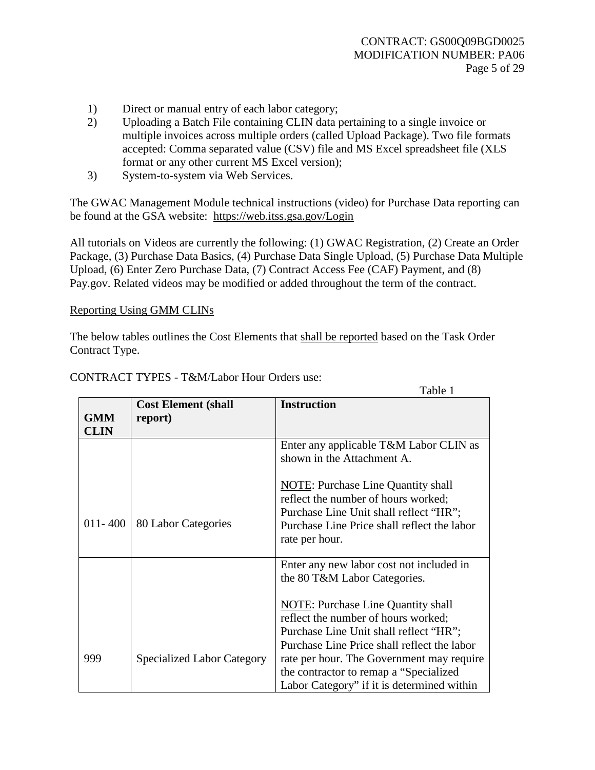1) Direct or manual entry of each labor category;
2) Uploading a Batch File containing CLIN data pertaining to a single invoice or multiple invoices across multiple orders (called Upload Package). Two file formats accepted: Comma separated value (CSV) file and MS Excel spreadsheet file (XLS format or any other current MS Excel version);
3) System-to-system via Web Services.

The GWAC Management Module technical instructions (video) for Purchase Data reporting can be found at the GSA website: https://web.itss.gsa.gov/Login

All tutorials on Videos are currently the following: (1) GWAC Registration, (2) Create an Order Package, (3) Purchase Data Basics, (4) Purchase Data Single Upload, (5) Purchase Data Multiple Upload, (6) Enter Zero Purchase Data, (7) Contract Access Fee (CAF) Payment, and (8) Pay.gov. Related videos may be modified or added throughout the term of the contract.

Reporting Using GMM CLINs

The below tables outlines the Cost Elements that shall be reported based on the Task Order Contract Type.

CONTRACT TYPES - T&M/Labor Hour Orders use:

Table 1

| GMM CLIN | Cost Element (shall report) | Instruction |
|---|---|---|
| 011- 400 | 80 Labor Categories | Enter any applicable T&M Labor CLIN as shown in the Attachment A.<br><br>NOTE: Purchase Line Quantity shall reflect the number of hours worked; Purchase Line Unit shall reflect "HR"; Purchase Line Price shall reflect the labor rate per hour. |
| 999 | Specialized Labor Category | Enter any new labor cost not included in the 80 T&M Labor Categories.<br><br>NOTE: Purchase Line Quantity shall reflect the number of hours worked; Purchase Line Unit shall reflect "HR"; Purchase Line Price shall reflect the labor rate per hour. The Government may require the contractor to remap a "Specialized Labor Category" if it is determined within |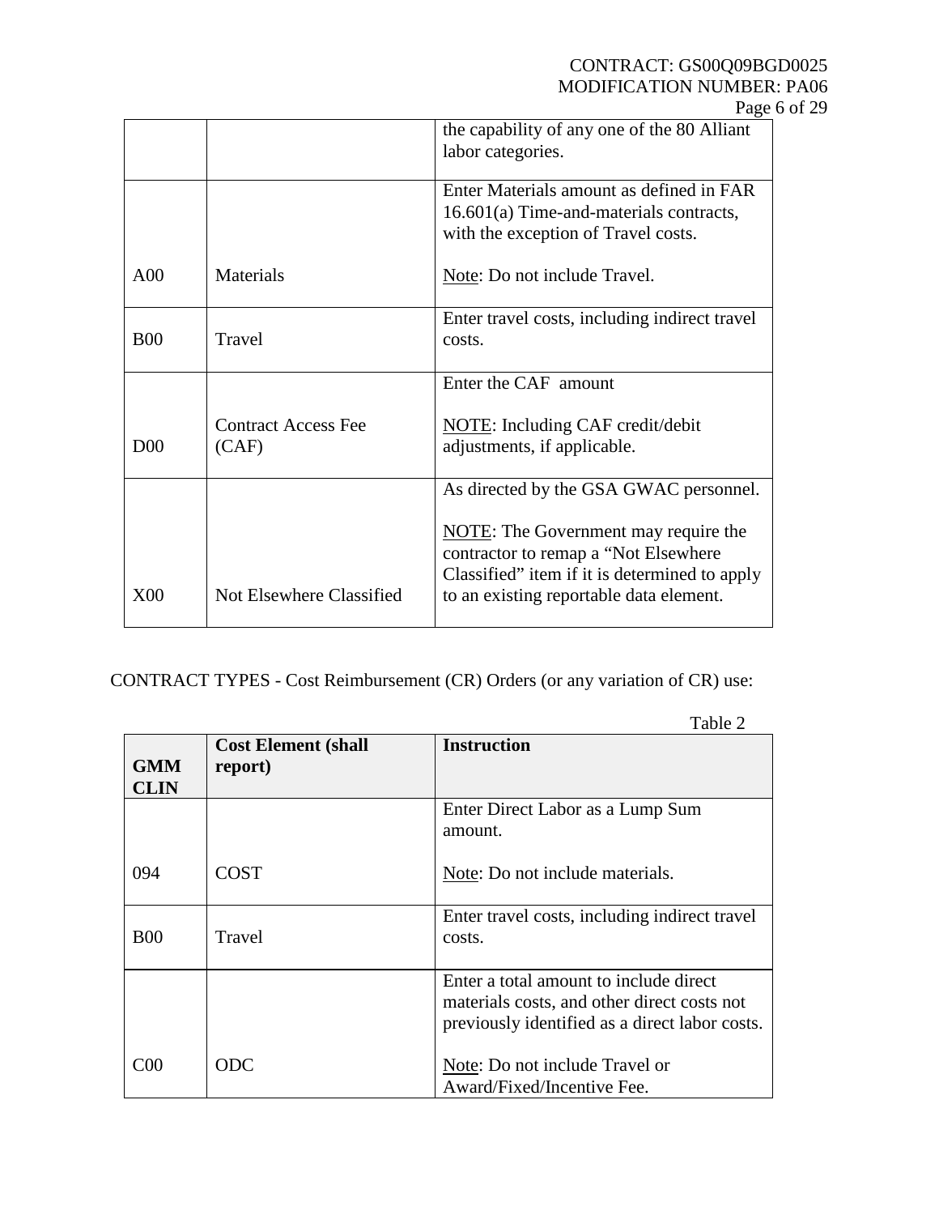| | | |
|---|---|---|
| | | the capability of any one of the 80 Alliant labor categories. |
| A00 | Materials | Enter Materials amount as defined in FAR 16.601(a) Time-and-materials contracts, with the exception of Travel costs.<br><br>Note: Do not include Travel. |
| B00 | Travel | Enter travel costs, including indirect travel costs. |
| D00 | Contract Access Fee (CAF) | Enter the CAF amount<br><br>NOTE: Including CAF credit/debit adjustments, if applicable. |
| X00 | Not Elsewhere Classified | As directed by the GSA GWAC personnel.<br><br>NOTE: The Government may require the contractor to remap a "Not Elsewhere Classified" item if it is determined to apply to an existing reportable data element. |

CONTRACT TYPES - Cost Reimbursement (CR) Orders (or any variation of CR) use:

Table 2

| GMM CLIN | Cost Element (shall report) | Instruction |
|---|---|---|
| 094 | COST | Enter Direct Labor as a Lump Sum amount.<br><br>Note: Do not include materials. |
| B00 | Travel | Enter travel costs, including indirect travel costs. |
| C00 | ODC | Enter a total amount to include direct materials costs, and other direct costs not previously identified as a direct labor costs.<br><br>Note: Do not include Travel or Award/Fixed/Incentive Fee. |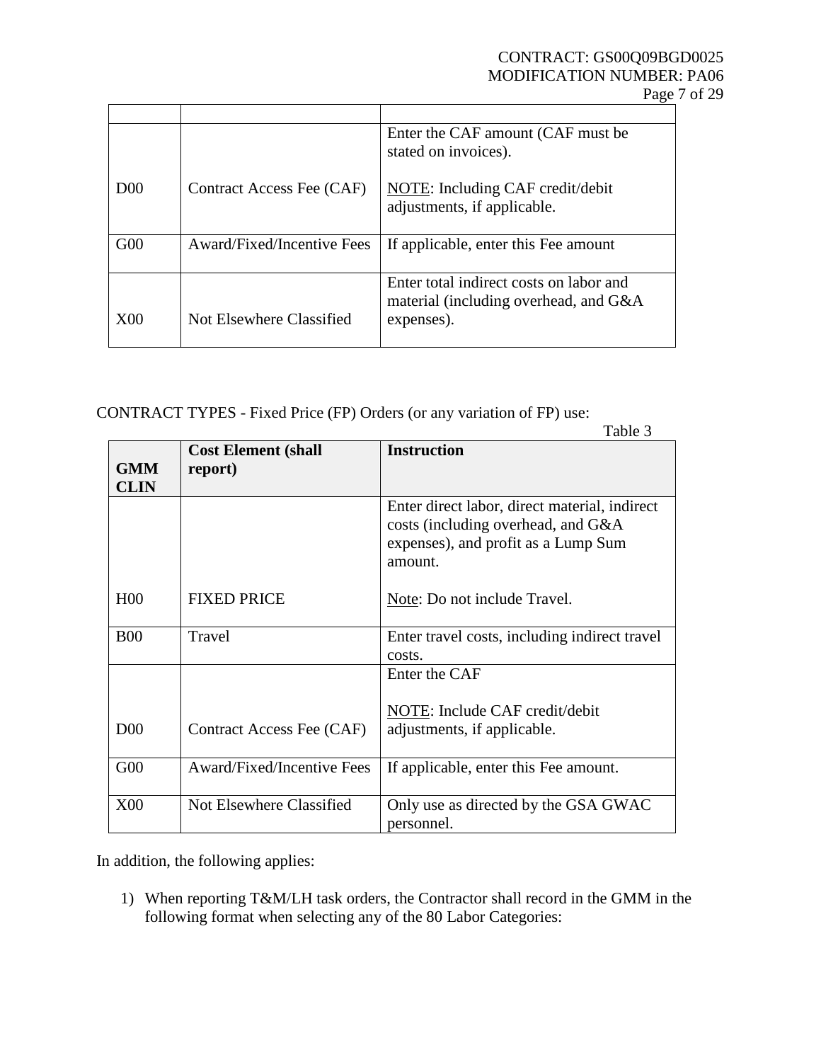| | | |
|---|---|---|
| D00 | Contract Access Fee (CAF) | Enter the CAF amount (CAF must be stated on invoices).<br><br>NOTE: Including CAF credit/debit adjustments, if applicable. |
| G00 | Award/Fixed/Incentive Fees | If applicable, enter this Fee amount |
| X00 | Not Elsewhere Classified | Enter total indirect costs on labor and material (including overhead, and G&A expenses). |

CONTRACT TYPES - Fixed Price (FP) Orders (or any variation of FP) use:

Table 3

| GMM CLIN | Cost Element (shall report) | Instruction |
|---|---|---|
| H00 | FIXED PRICE | Enter direct labor, direct material, indirect costs (including overhead, and G&A expenses), and profit as a Lump Sum amount.<br><br>Note: Do not include Travel. |
| B00 | Travel | Enter travel costs, including indirect travel costs. |
| D00 | Contract Access Fee (CAF) | Enter the CAF<br><br>NOTE: Include CAF credit/debit adjustments, if applicable. |
| G00 | Award/Fixed/Incentive Fees | If applicable, enter this Fee amount. |
| X00 | Not Elsewhere Classified | Only use as directed by the GSA GWAC personnel. |

In addition, the following applies:

1) When reporting T&M/LH task orders, the Contractor shall record in the GMM in the following format when selecting any of the 80 Labor Categories: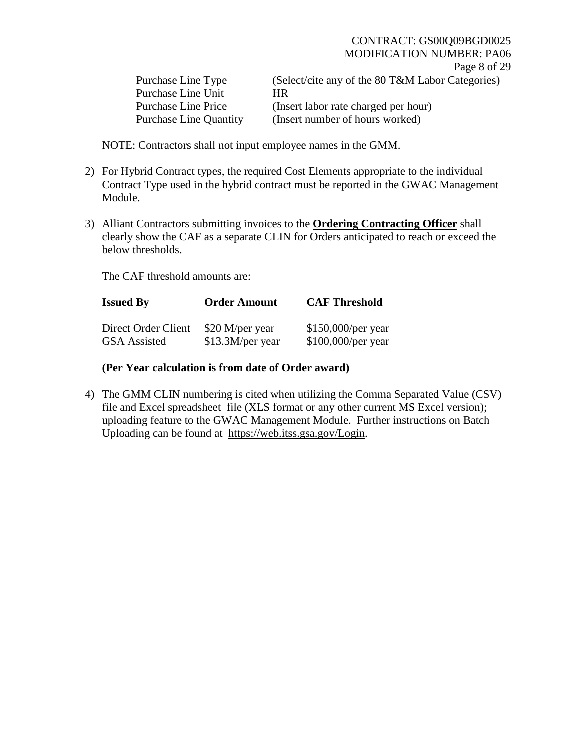| | |
|---|---|
| Purchase Line Type | (Select/cite any of the 80 T&M Labor Categories) |
| Purchase Line Unit | HR |
| Purchase Line Price | (Insert labor rate charged per hour) |
| Purchase Line Quantity | (Insert number of hours worked) |

NOTE: Contractors shall not input employee names in the GMM.

2) For Hybrid Contract types, the required Cost Elements appropriate to the individual Contract Type used in the hybrid contract must be reported in the GWAC Management Module.

3) Alliant Contractors submitting invoices to the **Ordering Contracting Officer** shall clearly show the CAF as a separate CLIN for Orders anticipated to reach or exceed the below thresholds.

   The CAF threshold amounts are:

| Issued By | Order Amount | CAF Threshold |
|---|---|---|
| Direct Order Client | $20 M/per year | $150,000/per year |
| GSA Assisted | $13.3M/per year | $100,000/per year |

   **(Per Year calculation is from date of Order award)**

4) The GMM CLIN numbering is cited when utilizing the Comma Separated Value (CSV) file and Excel spreadsheet file (XLS format or any other current MS Excel version); uploading feature to the GWAC Management Module. Further instructions on Batch Uploading can be found at https://web.itss.gsa.gov/Login.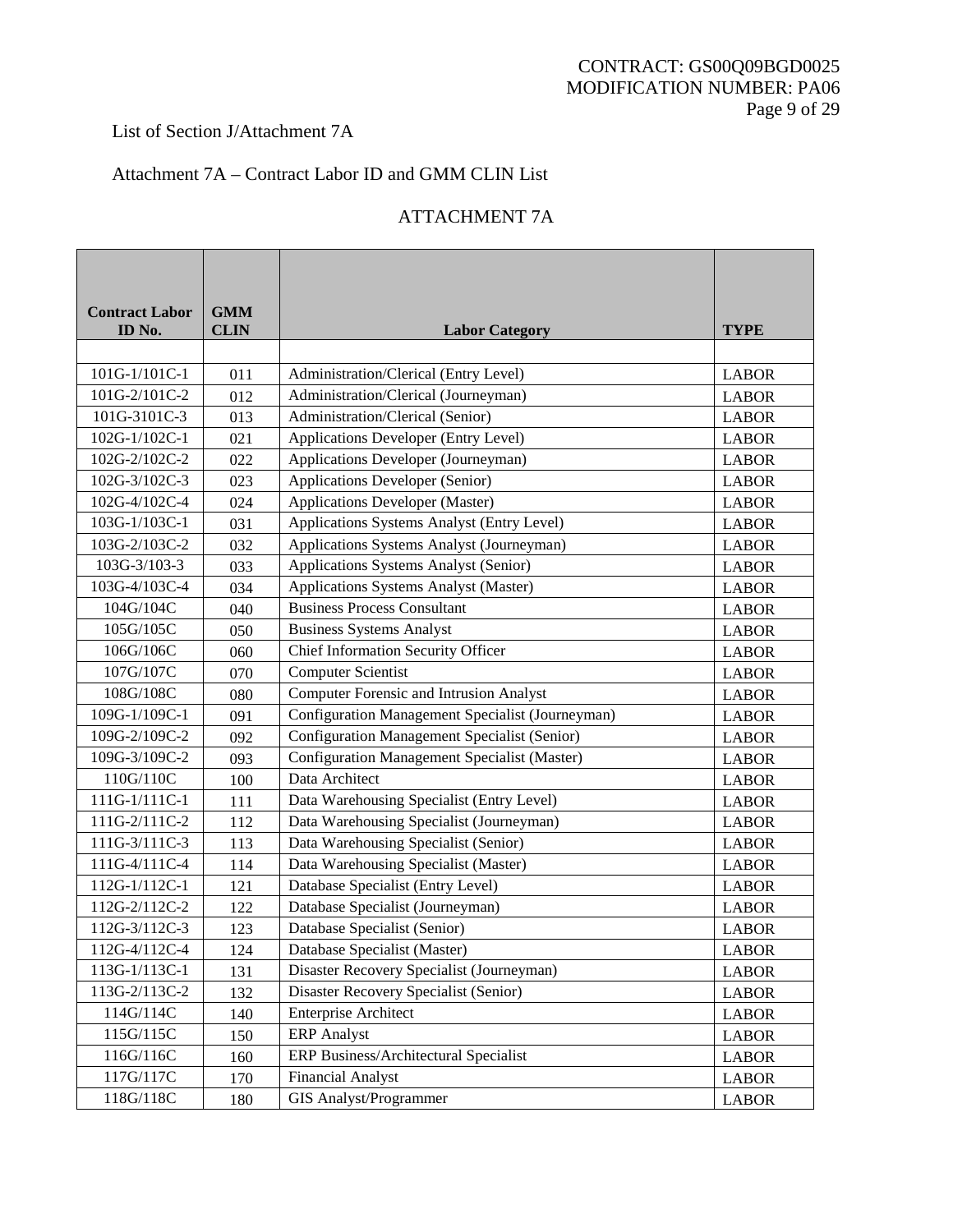List of Section J/Attachment 7A

Attachment 7A – Contract Labor ID and GMM CLIN List

ATTACHMENT 7A

| Contract Labor ID No. | GMM CLIN | Labor Category | TYPE |
|---|---|---|---|
| | | | |
| 101G-1/101C-1 | 011 | Administration/Clerical (Entry Level) | LABOR |
| 101G-2/101C-2 | 012 | Administration/Clerical (Journeyman) | LABOR |
| 101G-3101C-3 | 013 | Administration/Clerical (Senior) | LABOR |
| 102G-1/102C-1 | 021 | Applications Developer (Entry Level) | LABOR |
| 102G-2/102C-2 | 022 | Applications Developer (Journeyman) | LABOR |
| 102G-3/102C-3 | 023 | Applications Developer (Senior) | LABOR |
| 102G-4/102C-4 | 024 | Applications Developer (Master) | LABOR |
| 103G-1/103C-1 | 031 | Applications Systems Analyst (Entry Level) | LABOR |
| 103G-2/103C-2 | 032 | Applications Systems Analyst (Journeyman) | LABOR |
| 103G-3/103-3 | 033 | Applications Systems Analyst (Senior) | LABOR |
| 103G-4/103C-4 | 034 | Applications Systems Analyst (Master) | LABOR |
| 104G/104C | 040 | Business Process Consultant | LABOR |
| 105G/105C | 050 | Business Systems Analyst | LABOR |
| 106G/106C | 060 | Chief Information Security Officer | LABOR |
| 107G/107C | 070 | Computer Scientist | LABOR |
| 108G/108C | 080 | Computer Forensic and Intrusion Analyst | LABOR |
| 109G-1/109C-1 | 091 | Configuration Management Specialist (Journeyman) | LABOR |
| 109G-2/109C-2 | 092 | Configuration Management Specialist (Senior) | LABOR |
| 109G-3/109C-2 | 093 | Configuration Management Specialist (Master) | LABOR |
| 110G/110C | 100 | Data Architect | LABOR |
| 111G-1/111C-1 | 111 | Data Warehousing Specialist (Entry Level) | LABOR |
| 111G-2/111C-2 | 112 | Data Warehousing Specialist (Journeyman) | LABOR |
| 111G-3/111C-3 | 113 | Data Warehousing Specialist (Senior) | LABOR |
| 111G-4/111C-4 | 114 | Data Warehousing Specialist (Master) | LABOR |
| 112G-1/112C-1 | 121 | Database Specialist (Entry Level) | LABOR |
| 112G-2/112C-2 | 122 | Database Specialist (Journeyman) | LABOR |
| 112G-3/112C-3 | 123 | Database Specialist (Senior) | LABOR |
| 112G-4/112C-4 | 124 | Database Specialist (Master) | LABOR |
| 113G-1/113C-1 | 131 | Disaster Recovery Specialist (Journeyman) | LABOR |
| 113G-2/113C-2 | 132 | Disaster Recovery Specialist (Senior) | LABOR |
| 114G/114C | 140 | Enterprise Architect | LABOR |
| 115G/115C | 150 | ERP Analyst | LABOR |
| 116G/116C | 160 | ERP Business/Architectural Specialist | LABOR |
| 117G/117C | 170 | Financial Analyst | LABOR |
| 118G/118C | 180 | GIS Analyst/Programmer | LABOR |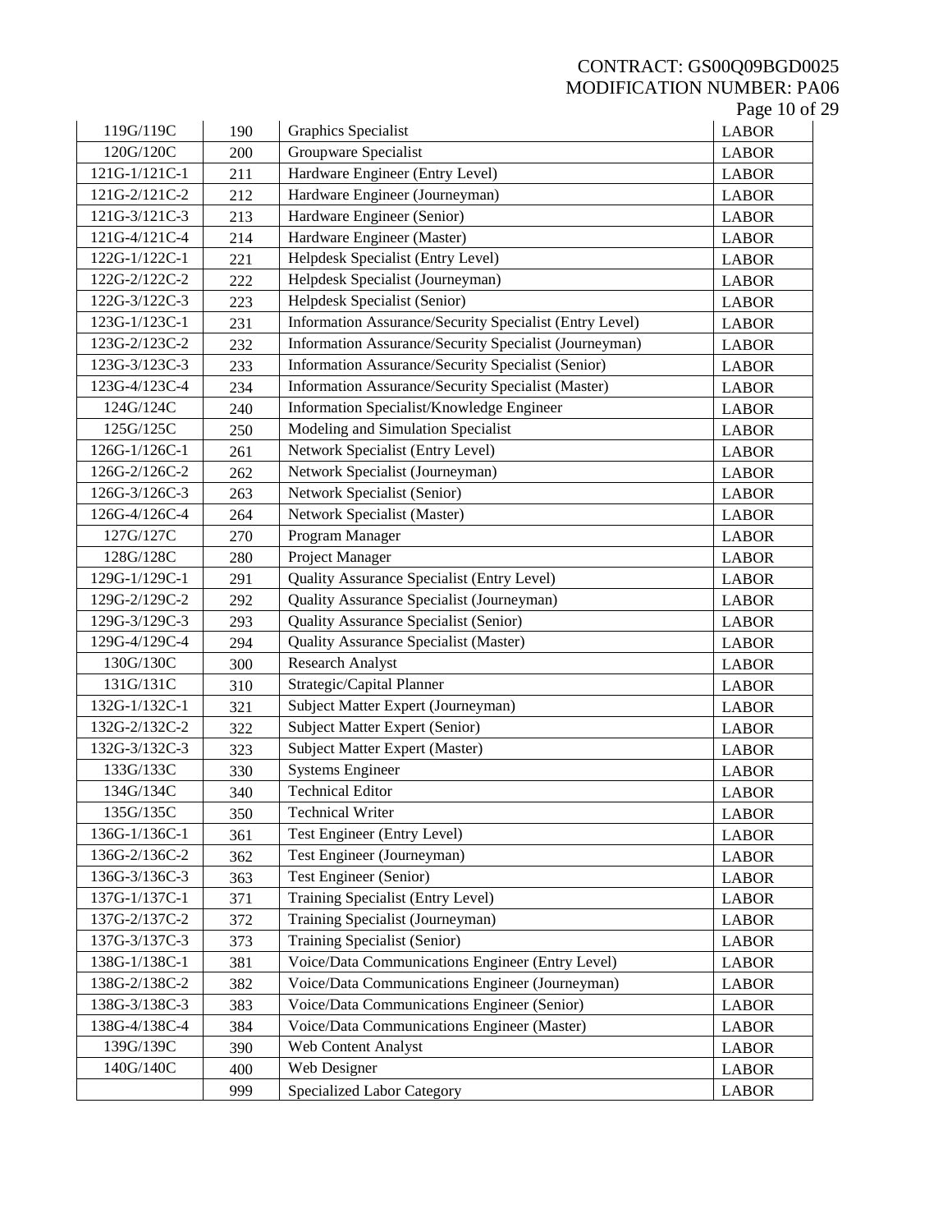| 119G/119C | 190 | Graphics Specialist | LABOR |
|---|---|---|---|
| 120G/120C | 200 | Groupware Specialist | LABOR |
| 121G-1/121C-1 | 211 | Hardware Engineer (Entry Level) | LABOR |
| 121G-2/121C-2 | 212 | Hardware Engineer (Journeyman) | LABOR |
| 121G-3/121C-3 | 213 | Hardware Engineer (Senior) | LABOR |
| 121G-4/121C-4 | 214 | Hardware Engineer (Master) | LABOR |
| 122G-1/122C-1 | 221 | Helpdesk Specialist (Entry Level) | LABOR |
| 122G-2/122C-2 | 222 | Helpdesk Specialist (Journeyman) | LABOR |
| 122G-3/122C-3 | 223 | Helpdesk Specialist (Senior) | LABOR |
| 123G-1/123C-1 | 231 | Information Assurance/Security Specialist (Entry Level) | LABOR |
| 123G-2/123C-2 | 232 | Information Assurance/Security Specialist (Journeyman) | LABOR |
| 123G-3/123C-3 | 233 | Information Assurance/Security Specialist (Senior) | LABOR |
| 123G-4/123C-4 | 234 | Information Assurance/Security Specialist (Master) | LABOR |
| 124G/124C | 240 | Information Specialist/Knowledge Engineer | LABOR |
| 125G/125C | 250 | Modeling and Simulation Specialist | LABOR |
| 126G-1/126C-1 | 261 | Network Specialist (Entry Level) | LABOR |
| 126G-2/126C-2 | 262 | Network Specialist (Journeyman) | LABOR |
| 126G-3/126C-3 | 263 | Network Specialist (Senior) | LABOR |
| 126G-4/126C-4 | 264 | Network Specialist (Master) | LABOR |
| 127G/127C | 270 | Program Manager | LABOR |
| 128G/128C | 280 | Project Manager | LABOR |
| 129G-1/129C-1 | 291 | Quality Assurance Specialist (Entry Level) | LABOR |
| 129G-2/129C-2 | 292 | Quality Assurance Specialist (Journeyman) | LABOR |
| 129G-3/129C-3 | 293 | Quality Assurance Specialist (Senior) | LABOR |
| 129G-4/129C-4 | 294 | Quality Assurance Specialist (Master) | LABOR |
| 130G/130C | 300 | Research Analyst | LABOR |
| 131G/131C | 310 | Strategic/Capital Planner | LABOR |
| 132G-1/132C-1 | 321 | Subject Matter Expert (Journeyman) | LABOR |
| 132G-2/132C-2 | 322 | Subject Matter Expert (Senior) | LABOR |
| 132G-3/132C-3 | 323 | Subject Matter Expert (Master) | LABOR |
| 133G/133C | 330 | Systems Engineer | LABOR |
| 134G/134C | 340 | Technical Editor | LABOR |
| 135G/135C | 350 | Technical Writer | LABOR |
| 136G-1/136C-1 | 361 | Test Engineer (Entry Level) | LABOR |
| 136G-2/136C-2 | 362 | Test Engineer (Journeyman) | LABOR |
| 136G-3/136C-3 | 363 | Test Engineer (Senior) | LABOR |
| 137G-1/137C-1 | 371 | Training Specialist (Entry Level) | LABOR |
| 137G-2/137C-2 | 372 | Training Specialist (Journeyman) | LABOR |
| 137G-3/137C-3 | 373 | Training Specialist (Senior) | LABOR |
| 138G-1/138C-1 | 381 | Voice/Data Communications Engineer (Entry Level) | LABOR |
| 138G-2/138C-2 | 382 | Voice/Data Communications Engineer (Journeyman) | LABOR |
| 138G-3/138C-3 | 383 | Voice/Data Communications Engineer (Senior) | LABOR |
| 138G-4/138C-4 | 384 | Voice/Data Communications Engineer (Master) | LABOR |
| 139G/139C | 390 | Web Content Analyst | LABOR |
| 140G/140C | 400 | Web Designer | LABOR |
| | 999 | Specialized Labor Category | LABOR |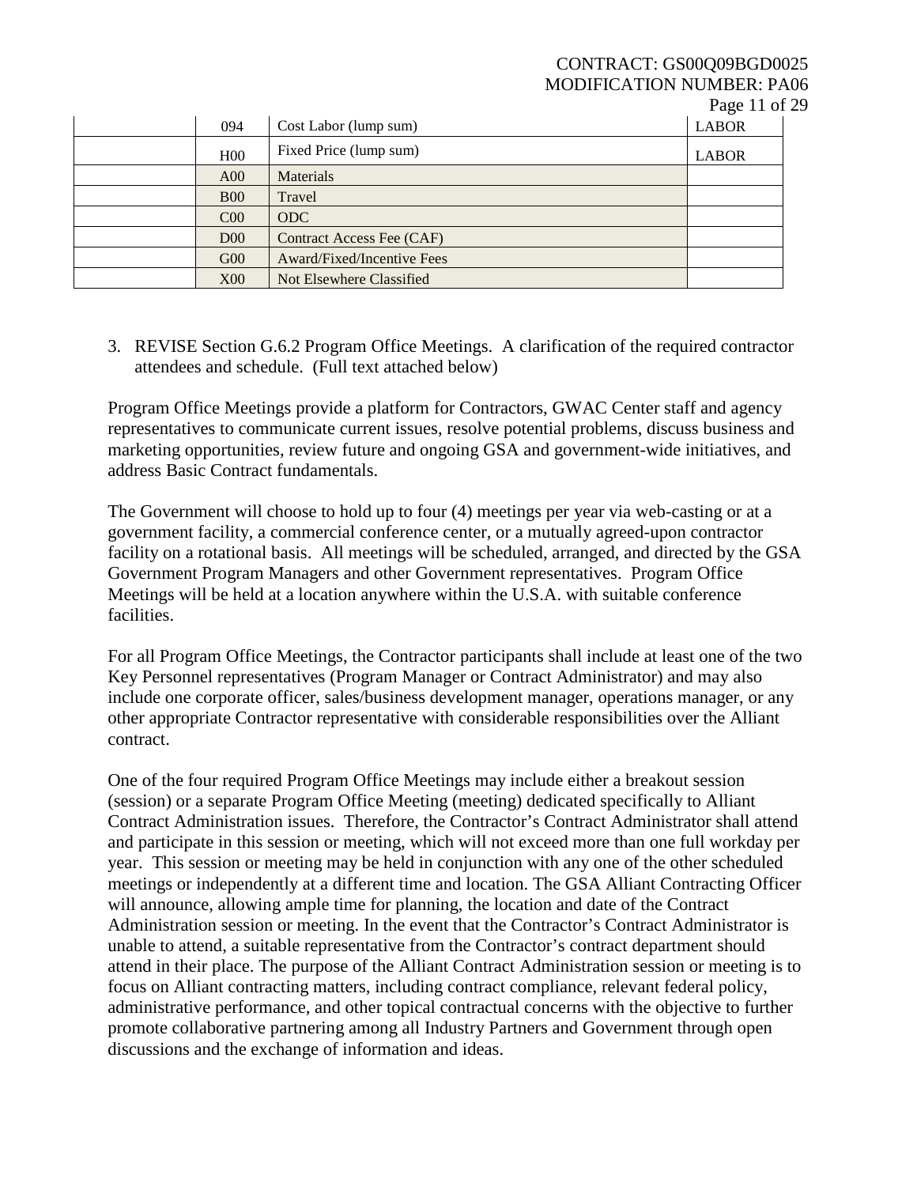| | | | |
|---|---|---|---|
| | 094 | Cost Labor (lump sum) | LABOR |
| | H00 | Fixed Price (lump sum) | LABOR |
| | A00 | Materials | |
| | B00 | Travel | |
| | C00 | ODC | |
| | D00 | Contract Access Fee (CAF) | |
| | G00 | Award/Fixed/Incentive Fees | |
| | X00 | Not Elsewhere Classified | |

3. REVISE Section G.6.2 Program Office Meetings. A clarification of the required contractor attendees and schedule. (Full text attached below)

Program Office Meetings provide a platform for Contractors, GWAC Center staff and agency representatives to communicate current issues, resolve potential problems, discuss business and marketing opportunities, review future and ongoing GSA and government-wide initiatives, and address Basic Contract fundamentals.

The Government will choose to hold up to four (4) meetings per year via web-casting or at a government facility, a commercial conference center, or a mutually agreed-upon contractor facility on a rotational basis. All meetings will be scheduled, arranged, and directed by the GSA Government Program Managers and other Government representatives. Program Office Meetings will be held at a location anywhere within the U.S.A. with suitable conference facilities.

For all Program Office Meetings, the Contractor participants shall include at least one of the two Key Personnel representatives (Program Manager or Contract Administrator) and may also include one corporate officer, sales/business development manager, operations manager, or any other appropriate Contractor representative with considerable responsibilities over the Alliant contract.

One of the four required Program Office Meetings may include either a breakout session (session) or a separate Program Office Meeting (meeting) dedicated specifically to Alliant Contract Administration issues. Therefore, the Contractor's Contract Administrator shall attend and participate in this session or meeting, which will not exceed more than one full workday per year. This session or meeting may be held in conjunction with any one of the other scheduled meetings or independently at a different time and location. The GSA Alliant Contracting Officer will announce, allowing ample time for planning, the location and date of the Contract Administration session or meeting. In the event that the Contractor's Contract Administrator is unable to attend, a suitable representative from the Contractor's contract department should attend in their place. The purpose of the Alliant Contract Administration session or meeting is to focus on Alliant contracting matters, including contract compliance, relevant federal policy, administrative performance, and other topical contractual concerns with the objective to further promote collaborative partnering among all Industry Partners and Government through open discussions and the exchange of information and ideas.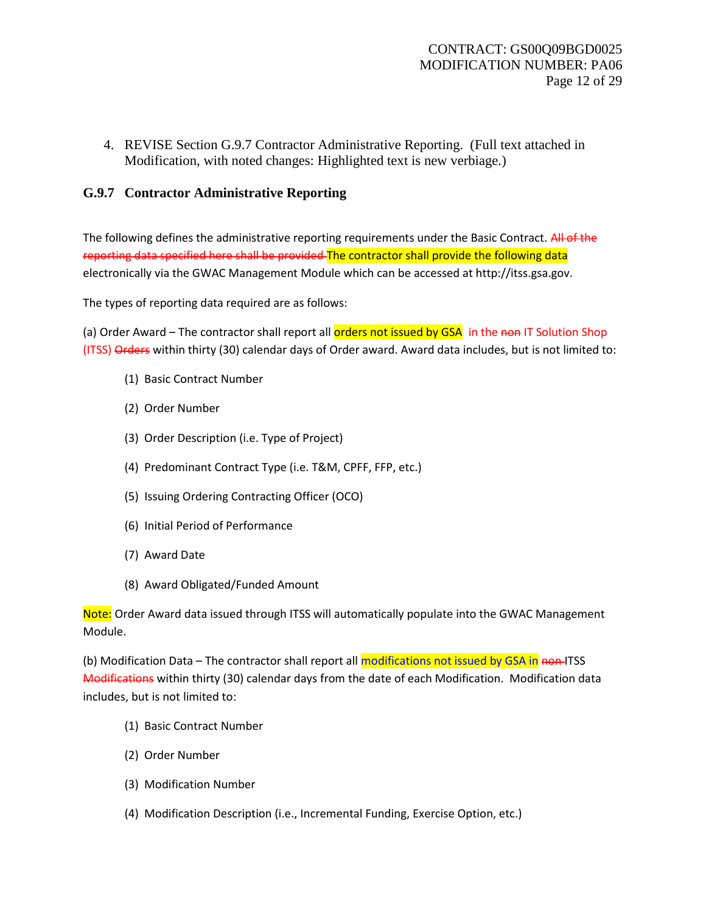4. REVISE Section G.9.7 Contractor Administrative Reporting. (Full text attached in Modification, with noted changes: Highlighted text is new verbiage.)

### G.9.7 Contractor Administrative Reporting

The following defines the administrative reporting requirements under the Basic Contract. ~~All of the reporting data specified here shall be provided~~ The contractor shall provide the following data electronically via the GWAC Management Module which can be accessed at http://itss.gsa.gov.

The types of reporting data required are as follows:

(a) Order Award – The contractor shall report all orders not issued by GSA in the ~~non~~ IT Solution Shop (ITSS) ~~Orders~~ within thirty (30) calendar days of Order award. Award data includes, but is not limited to:

(1) Basic Contract Number

(2) Order Number

(3) Order Description (i.e. Type of Project)

(4) Predominant Contract Type (i.e. T&M, CPFF, FFP, etc.)

(5) Issuing Ordering Contracting Officer (OCO)

(6) Initial Period of Performance

(7) Award Date

(8) Award Obligated/Funded Amount

Note: Order Award data issued through ITSS will automatically populate into the GWAC Management Module.

(b) Modification Data – The contractor shall report all modifications not issued by GSA in ~~non~~ ITSS ~~Modifications~~ within thirty (30) calendar days from the date of each Modification. Modification data includes, but is not limited to:

(1) Basic Contract Number

(2) Order Number

(3) Modification Number

(4) Modification Description (i.e., Incremental Funding, Exercise Option, etc.)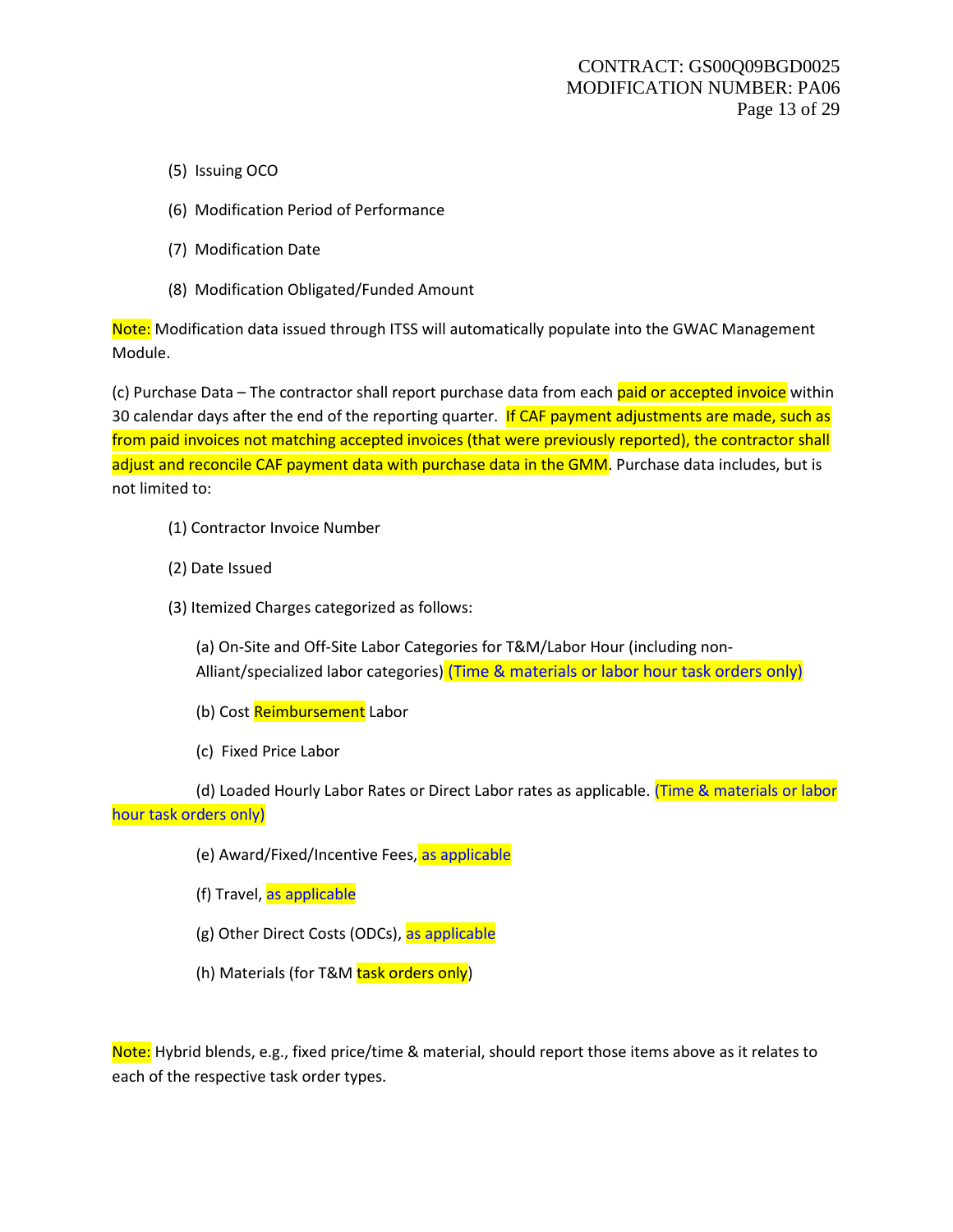(5) Issuing OCO

(6) Modification Period of Performance

(7) Modification Date

(8) Modification Obligated/Funded Amount

Note: Modification data issued through ITSS will automatically populate into the GWAC Management Module.

(c) Purchase Data – The contractor shall report purchase data from each paid or accepted invoice within 30 calendar days after the end of the reporting quarter. If CAF payment adjustments are made, such as from paid invoices not matching accepted invoices (that were previously reported), the contractor shall adjust and reconcile CAF payment data with purchase data in the GMM. Purchase data includes, but is not limited to:

(1) Contractor Invoice Number

(2) Date Issued

(3) Itemized Charges categorized as follows:

(a) On-Site and Off-Site Labor Categories for T&M/Labor Hour (including non-Alliant/specialized labor categories) (Time & materials or labor hour task orders only)

(b) Cost Reimbursement Labor

(c) Fixed Price Labor

(d) Loaded Hourly Labor Rates or Direct Labor rates as applicable. (Time & materials or labor hour task orders only)

(e) Award/Fixed/Incentive Fees, as applicable

(f) Travel, as applicable

(g) Other Direct Costs (ODCs), as applicable

(h) Materials (for T&M task orders only)

Note: Hybrid blends, e.g., fixed price/time & material, should report those items above as it relates to each of the respective task order types.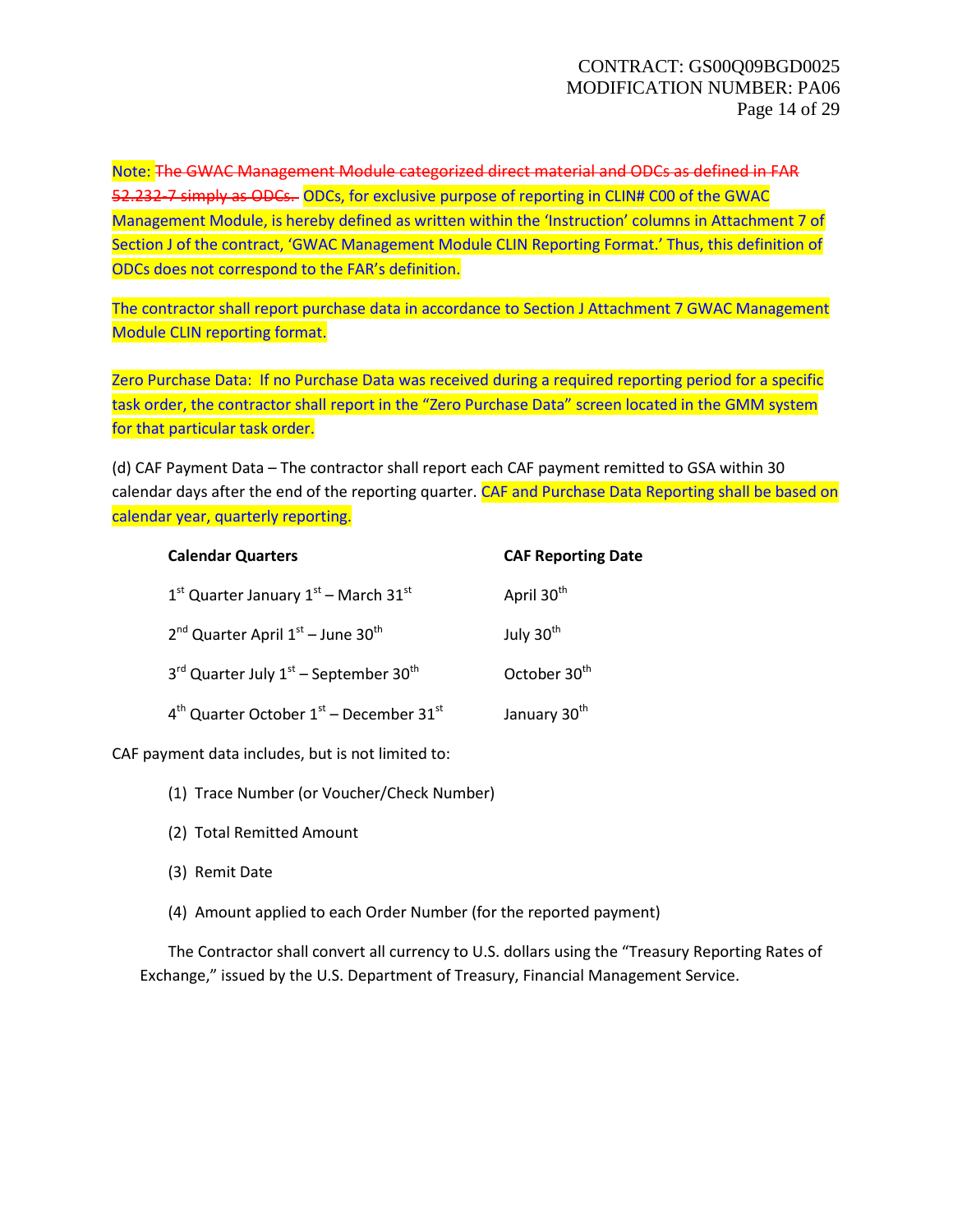Note: ~~The GWAC Management Module categorized direct material and ODCs as defined in FAR 52.232-7 simply as ODCs.~~ ODCs, for exclusive purpose of reporting in CLIN# C00 of the GWAC Management Module, is hereby defined as written within the 'Instruction' columns in Attachment 7 of Section J of the contract, 'GWAC Management Module CLIN Reporting Format.' Thus, this definition of ODCs does not correspond to the FAR's definition.

The contractor shall report purchase data in accordance to Section J Attachment 7 GWAC Management Module CLIN reporting format.

Zero Purchase Data: If no Purchase Data was received during a required reporting period for a specific task order, the contractor shall report in the "Zero Purchase Data" screen located in the GMM system for that particular task order.

(d) CAF Payment Data – The contractor shall report each CAF payment remitted to GSA within 30 calendar days after the end of the reporting quarter. CAF and Purchase Data Reporting shall be based on calendar year, quarterly reporting.

| Calendar Quarters | CAF Reporting Date |
|---|---|
| 1st Quarter January 1st – March 31st | April 30th |
| 2nd Quarter April 1st – June 30th | July 30th |
| 3rd Quarter July 1st – September 30th | October 30th |
| 4th Quarter October 1st – December 31st | January 30th |

CAF payment data includes, but is not limited to:

(1) Trace Number (or Voucher/Check Number)

(2) Total Remitted Amount

(3) Remit Date

(4) Amount applied to each Order Number (for the reported payment)

The Contractor shall convert all currency to U.S. dollars using the "Treasury Reporting Rates of Exchange," issued by the U.S. Department of Treasury, Financial Management Service.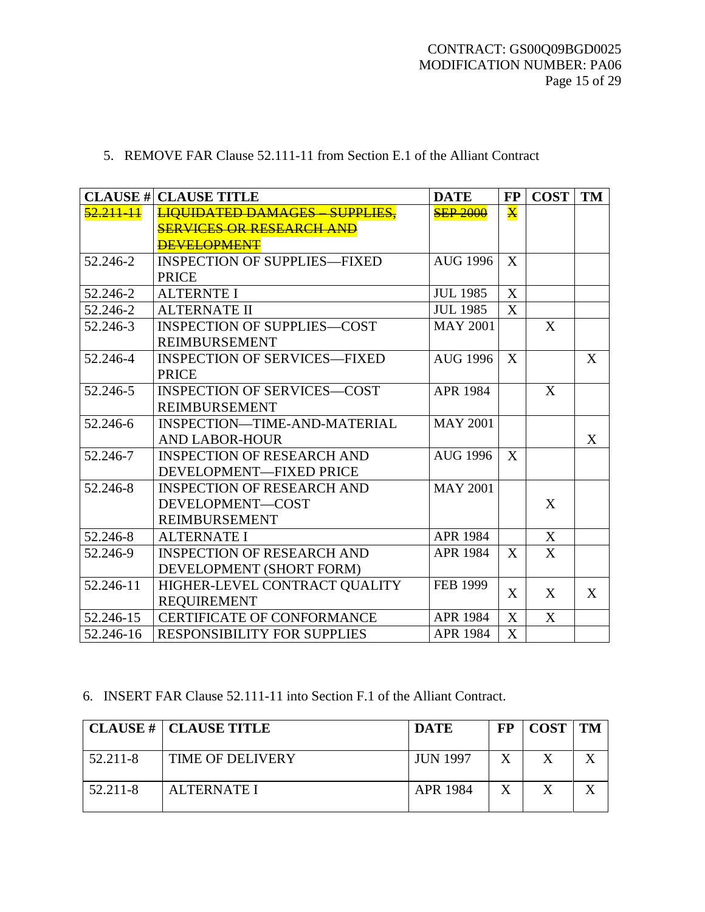5. REMOVE FAR Clause 52.111-11 from Section E.1 of the Alliant Contract

| CLAUSE # | CLAUSE TITLE | DATE | FP | COST | TM |
|---|---|---|---|---|---|
| ~~52.211-11~~ | ~~LIQUIDATED DAMAGES – SUPPLIES, SERVICES OR RESEARCH AND DEVELOPMENT~~ | ~~SEP 2000~~ | ~~X~~ | | |
| 52.246-2 | INSPECTION OF SUPPLIES—FIXED PRICE | AUG 1996 | X | | |
| 52.246-2 | ALTERNTE I | JUL 1985 | X | | |
| 52.246-2 | ALTERNATE II | JUL 1985 | X | | |
| 52.246-3 | INSPECTION OF SUPPLIES—COST REIMBURSEMENT | MAY 2001 | | X | |
| 52.246-4 | INSPECTION OF SERVICES—FIXED PRICE | AUG 1996 | X | | X |
| 52.246-5 | INSPECTION OF SERVICES—COST REIMBURSEMENT | APR 1984 | | X | |
| 52.246-6 | INSPECTION—TIME-AND-MATERIAL AND LABOR-HOUR | MAY 2001 | | | X |
| 52.246-7 | INSPECTION OF RESEARCH AND DEVELOPMENT—FIXED PRICE | AUG 1996 | X | | |
| 52.246-8 | INSPECTION OF RESEARCH AND DEVELOPMENT—COST REIMBURSEMENT | MAY 2001 | | X | |
| 52.246-8 | ALTERNATE I | APR 1984 | | X | |
| 52.246-9 | INSPECTION OF RESEARCH AND DEVELOPMENT (SHORT FORM) | APR 1984 | X | X | |
| 52.246-11 | HIGHER-LEVEL CONTRACT QUALITY REQUIREMENT | FEB 1999 | X | X | X |
| 52.246-15 | CERTIFICATE OF CONFORMANCE | APR 1984 | X | X | |
| 52.246-16 | RESPONSIBILITY FOR SUPPLIES | APR 1984 | X | | |

6. INSERT FAR Clause 52.111-11 into Section F.1 of the Alliant Contract.

| CLAUSE # | CLAUSE TITLE | DATE | FP | COST | TM |
|---|---|---|---|---|---|
| 52.211-8 | TIME OF DELIVERY | JUN 1997 | X | X | X |
| 52.211-8 | ALTERNATE I | APR 1984 | X | X | X |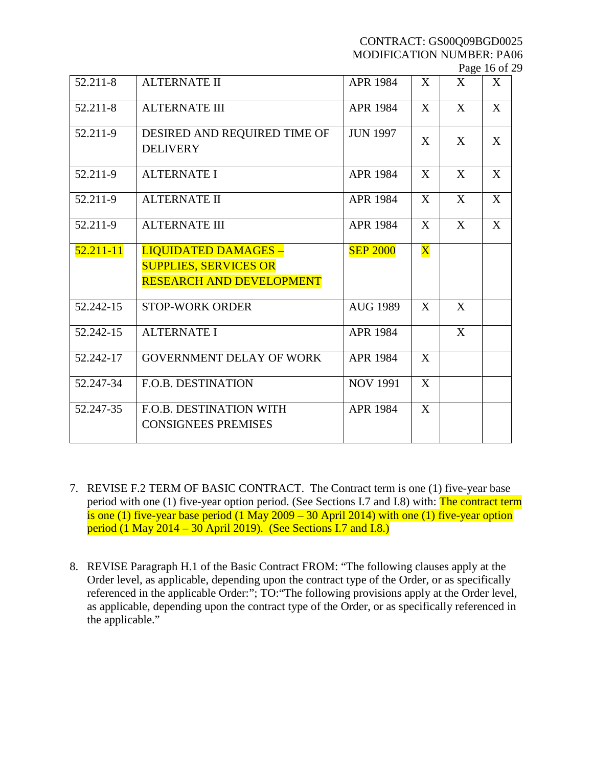| | | | | | |
|---|---|---|---|---|---|
| 52.211-8 | ALTERNATE II | APR 1984 | X | X | X |
| 52.211-8 | ALTERNATE III | APR 1984 | X | X | X |
| 52.211-9 | DESIRED AND REQUIRED TIME OF DELIVERY | JUN 1997 | X | X | X |
| 52.211-9 | ALTERNATE I | APR 1984 | X | X | X |
| 52.211-9 | ALTERNATE II | APR 1984 | X | X | X |
| 52.211-9 | ALTERNATE III | APR 1984 | X | X | X |
| 52.211-11 | LIQUIDATED DAMAGES – SUPPLIES, SERVICES OR RESEARCH AND DEVELOPMENT | SEP 2000 | X | | |
| 52.242-15 | STOP-WORK ORDER | AUG 1989 | X | X | |
| 52.242-15 | ALTERNATE I | APR 1984 | | X | |
| 52.242-17 | GOVERNMENT DELAY OF WORK | APR 1984 | X | | |
| 52.247-34 | F.O.B. DESTINATION | NOV 1991 | X | | |
| 52.247-35 | F.O.B. DESTINATION WITH CONSIGNEES PREMISES | APR 1984 | X | | |

7. REVISE F.2 TERM OF BASIC CONTRACT. The Contract term is one (1) five-year base period with one (1) five-year option period. (See Sections I.7 and I.8) with: The contract term is one (1) five-year base period (1 May 2009 – 30 April 2014) with one (1) five-year option period (1 May 2014 – 30 April 2019). (See Sections I.7 and I.8.)

8. REVISE Paragraph H.1 of the Basic Contract FROM: "The following clauses apply at the Order level, as applicable, depending upon the contract type of the Order, or as specifically referenced in the applicable Order:"; TO:"The following provisions apply at the Order level, as applicable, depending upon the contract type of the Order, or as specifically referenced in the applicable."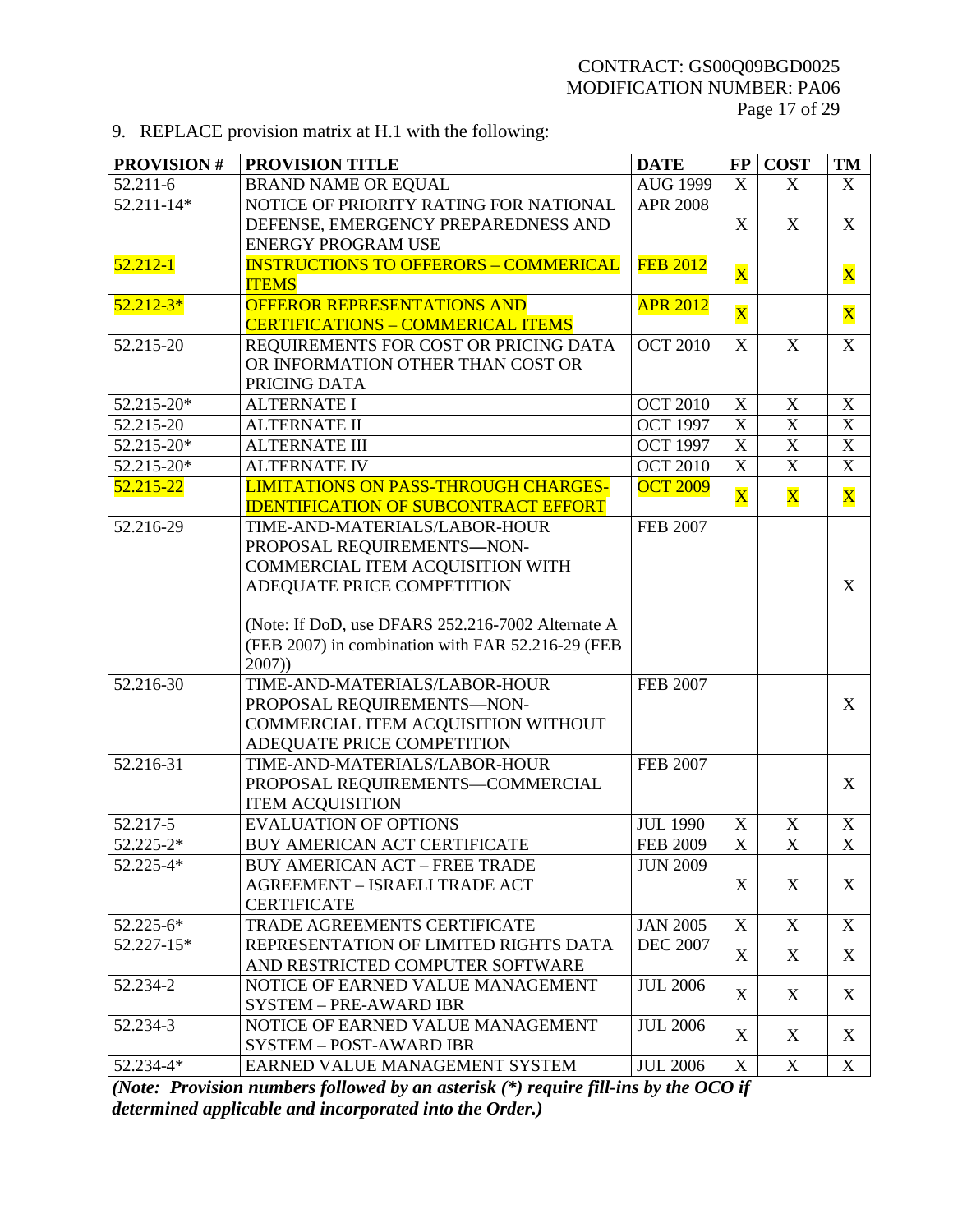9. REPLACE provision matrix at H.1 with the following:

| PROVISION # | PROVISION TITLE | DATE | FP | COST | TM |
|---|---|---|---|---|---|
| 52.211-6 | BRAND NAME OR EQUAL | AUG 1999 | X | X | X |
| 52.211-14* | NOTICE OF PRIORITY RATING FOR NATIONAL DEFENSE, EMERGENCY PREPAREDNESS AND ENERGY PROGRAM USE | APR 2008 | X | X | X |
| 52.212-1 | INSTRUCTIONS TO OFFERORS – COMMERICAL ITEMS | FEB 2012 | X | | X |
| 52.212-3* | OFFEROR REPRESENTATIONS AND CERTIFICATIONS – COMMERICAL ITEMS | APR 2012 | X | | X |
| 52.215-20 | REQUIREMENTS FOR COST OR PRICING DATA OR INFORMATION OTHER THAN COST OR PRICING DATA | OCT 2010 | X | X | X |
| 52.215-20* | ALTERNATE I | OCT 2010 | X | X | X |
| 52.215-20 | ALTERNATE II | OCT 1997 | X | X | X |
| 52.215-20* | ALTERNATE III | OCT 1997 | X | X | X |
| 52.215-20* | ALTERNATE IV | OCT 2010 | X | X | X |
| 52.215-22 | LIMITATIONS ON PASS-THROUGH CHARGES-IDENTIFICATION OF SUBCONTRACT EFFORT | OCT 2009 | X | X | X |
| 52.216-29 | TIME-AND-MATERIALS/LABOR-HOUR PROPOSAL REQUIREMENTS—NON-COMMERCIAL ITEM ACQUISITION WITH ADEQUATE PRICE COMPETITION<br><br>(Note: If DoD, use DFARS 252.216-7002 Alternate A (FEB 2007) in combination with FAR 52.216-29 (FEB 2007)) | FEB 2007 | | | X |
| 52.216-30 | TIME-AND-MATERIALS/LABOR-HOUR PROPOSAL REQUIREMENTS—NON-COMMERCIAL ITEM ACQUISITION WITHOUT ADEQUATE PRICE COMPETITION | FEB 2007 | | | X |
| 52.216-31 | TIME-AND-MATERIALS/LABOR-HOUR PROPOSAL REQUIREMENTS—COMMERCIAL ITEM ACQUISITION | FEB 2007 | | | X |
| 52.217-5 | EVALUATION OF OPTIONS | JUL 1990 | X | X | X |
| 52.225-2* | BUY AMERICAN ACT CERTIFICATE | FEB 2009 | X | X | X |
| 52.225-4* | BUY AMERICAN ACT – FREE TRADE AGREEMENT – ISRAELI TRADE ACT CERTIFICATE | JUN 2009 | X | X | X |
| 52.225-6* | TRADE AGREEMENTS CERTIFICATE | JAN 2005 | X | X | X |
| 52.227-15* | REPRESENTATION OF LIMITED RIGHTS DATA AND RESTRICTED COMPUTER SOFTWARE | DEC 2007 | X | X | X |
| 52.234-2 | NOTICE OF EARNED VALUE MANAGEMENT SYSTEM – PRE-AWARD IBR | JUL 2006 | X | X | X |
| 52.234-3 | NOTICE OF EARNED VALUE MANAGEMENT SYSTEM – POST-AWARD IBR | JUL 2006 | X | X | X |
| 52.234-4* | EARNED VALUE MANAGEMENT SYSTEM | JUL 2006 | X | X | X |

***(Note: Provision numbers followed by an asterisk (*) require fill-ins by the OCO if determined applicable and incorporated into the Order.)***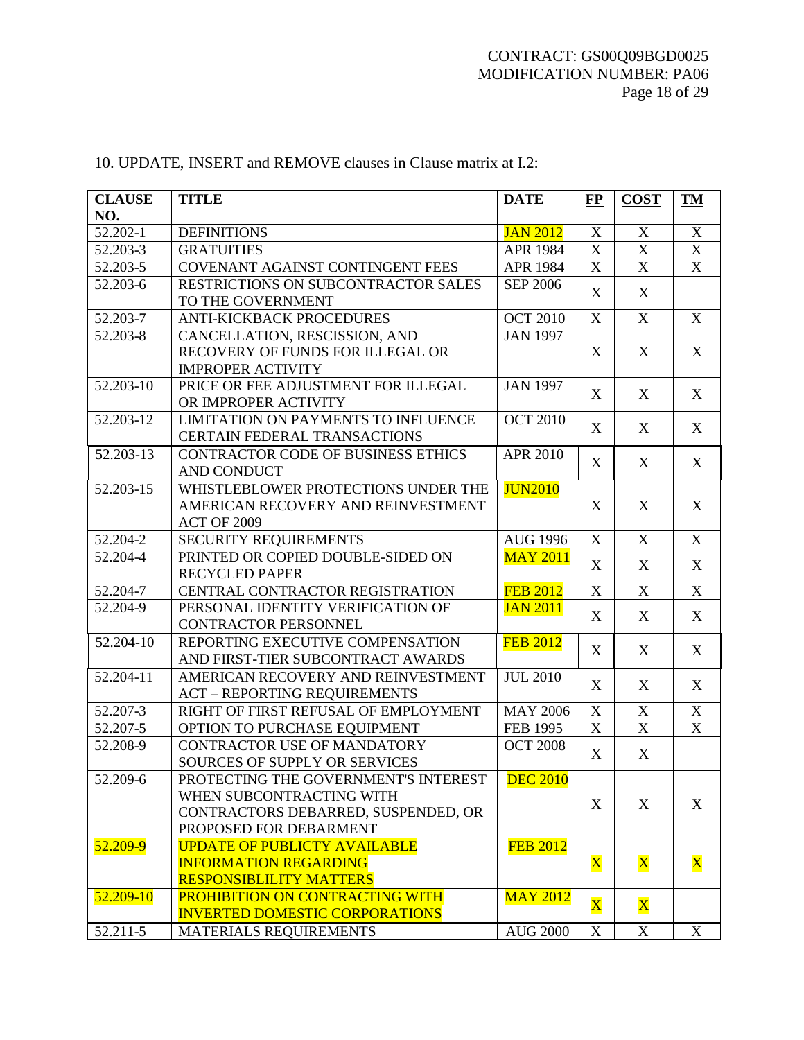10. UPDATE, INSERT and REMOVE clauses in Clause matrix at I.2:

| CLAUSE NO. | TITLE | DATE | FP | COST | TM |
|---|---|---|---|---|---|
| 52.202-1 | DEFINITIONS | JAN 2012 | X | X | X |
| 52.203-3 | GRATUITIES | APR 1984 | X | X | X |
| 52.203-5 | COVENANT AGAINST CONTINGENT FEES | APR 1984 | X | X | X |
| 52.203-6 | RESTRICTIONS ON SUBCONTRACTOR SALES TO THE GOVERNMENT | SEP 2006 | X | X | |
| 52.203-7 | ANTI-KICKBACK PROCEDURES | OCT 2010 | X | X | X |
| 52.203-8 | CANCELLATION, RESCISSION, AND RECOVERY OF FUNDS FOR ILLEGAL OR IMPROPER ACTIVITY | JAN 1997 | X | X | X |
| 52.203-10 | PRICE OR FEE ADJUSTMENT FOR ILLEGAL OR IMPROPER ACTIVITY | JAN 1997 | X | X | X |
| 52.203-12 | LIMITATION ON PAYMENTS TO INFLUENCE CERTAIN FEDERAL TRANSACTIONS | OCT 2010 | X | X | X |
| 52.203-13 | CONTRACTOR CODE OF BUSINESS ETHICS AND CONDUCT | APR 2010 | X | X | X |
| 52.203-15 | WHISTLEBLOWER PROTECTIONS UNDER THE AMERICAN RECOVERY AND REINVESTMENT ACT OF 2009 | JUN2010 | X | X | X |
| 52.204-2 | SECURITY REQUIREMENTS | AUG 1996 | X | X | X |
| 52.204-4 | PRINTED OR COPIED DOUBLE-SIDED ON RECYCLED PAPER | MAY 2011 | X | X | X |
| 52.204-7 | CENTRAL CONTRACTOR REGISTRATION | FEB 2012 | X | X | X |
| 52.204-9 | PERSONAL IDENTITY VERIFICATION OF CONTRACTOR PERSONNEL | JAN 2011 | X | X | X |
| 52.204-10 | REPORTING EXECUTIVE COMPENSATION AND FIRST-TIER SUBCONTRACT AWARDS | FEB 2012 | X | X | X |
| 52.204-11 | AMERICAN RECOVERY AND REINVESTMENT ACT – REPORTING REQUIREMENTS | JUL 2010 | X | X | X |
| 52.207-3 | RIGHT OF FIRST REFUSAL OF EMPLOYMENT | MAY 2006 | X | X | X |
| 52.207-5 | OPTION TO PURCHASE EQUIPMENT | FEB 1995 | X | X | X |
| 52.208-9 | CONTRACTOR USE OF MANDATORY SOURCES OF SUPPLY OR SERVICES | OCT 2008 | X | X | |
| 52.209-6 | PROTECTING THE GOVERNMENT'S INTEREST WHEN SUBCONTRACTING WITH CONTRACTORS DEBARRED, SUSPENDED, OR PROPOSED FOR DEBARMENT | DEC 2010 | X | X | X |
| 52.209-9 | UPDATE OF PUBLICTY AVAILABLE INFORMATION REGARDING RESPONSIBLILITY MATTERS | FEB 2012 | X | X | X |
| 52.209-10 | PROHIBITION ON CONTRACTING WITH INVERTED DOMESTIC CORPORATIONS | MAY 2012 | X | X | |
| 52.211-5 | MATERIALS REQUIREMENTS | AUG 2000 | X | X | X |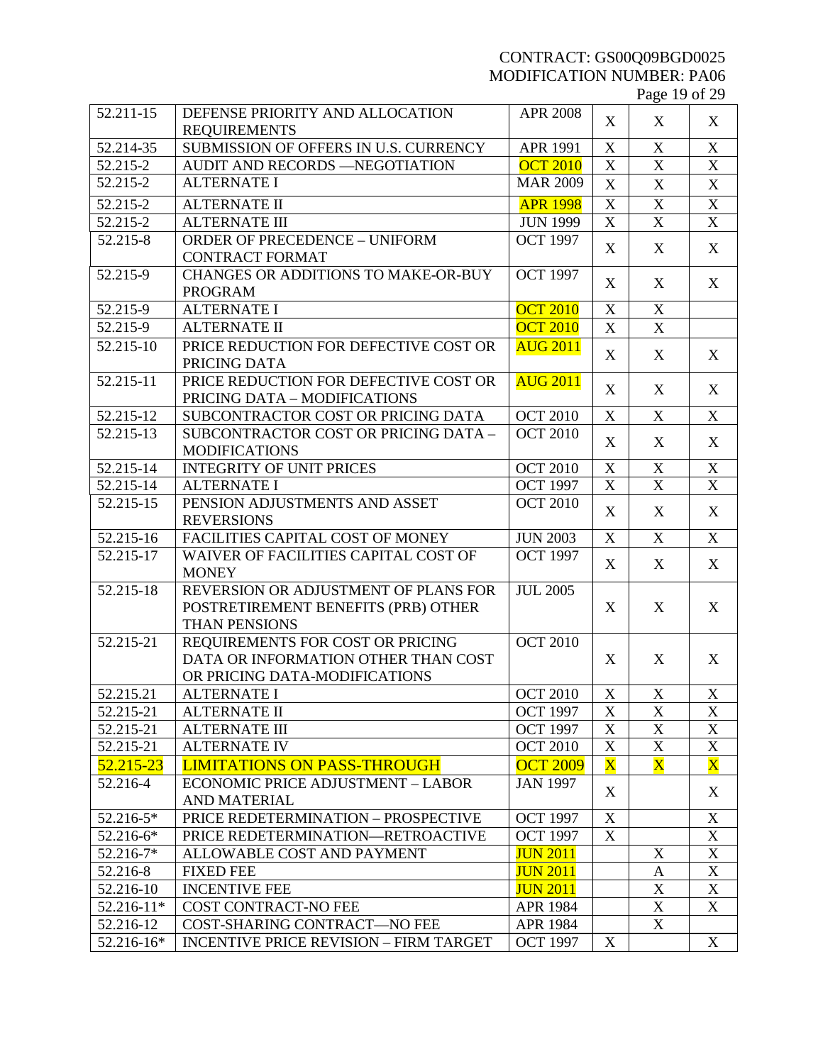| 52.211-15 | DEFENSE PRIORITY AND ALLOCATION REQUIREMENTS | APR 2008 | X | X | X |
|---|---|---|---|---|---|
| 52.214-35 | SUBMISSION OF OFFERS IN U.S. CURRENCY | APR 1991 | X | X | X |
| 52.215-2 | AUDIT AND RECORDS —NEGOTIATION | OCT 2010 | X | X | X |
| 52.215-2 | ALTERNATE I | MAR 2009 | X | X | X |
| 52.215-2 | ALTERNATE II | APR 1998 | X | X | X |
| 52.215-2 | ALTERNATE III | JUN 1999 | X | X | X |
| 52.215-8 | ORDER OF PRECEDENCE – UNIFORM CONTRACT FORMAT | OCT 1997 | X | X | X |
| 52.215-9 | CHANGES OR ADDITIONS TO MAKE-OR-BUY PROGRAM | OCT 1997 | X | X | X |
| 52.215-9 | ALTERNATE I | OCT 2010 | X | X | |
| 52.215-9 | ALTERNATE II | OCT 2010 | X | X | |
| 52.215-10 | PRICE REDUCTION FOR DEFECTIVE COST OR PRICING DATA | AUG 2011 | X | X | X |
| 52.215-11 | PRICE REDUCTION FOR DEFECTIVE COST OR PRICING DATA – MODIFICATIONS | AUG 2011 | X | X | X |
| 52.215-12 | SUBCONTRACTOR COST OR PRICING DATA | OCT 2010 | X | X | X |
| 52.215-13 | SUBCONTRACTOR COST OR PRICING DATA – MODIFICATIONS | OCT 2010 | X | X | X |
| 52.215-14 | INTEGRITY OF UNIT PRICES | OCT 2010 | X | X | X |
| 52.215-14 | ALTERNATE I | OCT 1997 | X | X | X |
| 52.215-15 | PENSION ADJUSTMENTS AND ASSET REVERSIONS | OCT 2010 | X | X | X |
| 52.215-16 | FACILITIES CAPITAL COST OF MONEY | JUN 2003 | X | X | X |
| 52.215-17 | WAIVER OF FACILITIES CAPITAL COST OF MONEY | OCT 1997 | X | X | X |
| 52.215-18 | REVERSION OR ADJUSTMENT OF PLANS FOR POSTRETIREMENT BENEFITS (PRB) OTHER THAN PENSIONS | JUL 2005 | X | X | X |
| 52.215-21 | REQUIREMENTS FOR COST OR PRICING DATA OR INFORMATION OTHER THAN COST OR PRICING DATA-MODIFICATIONS | OCT 2010 | X | X | X |
| 52.215.21 | ALTERNATE I | OCT 2010 | X | X | X |
| 52.215-21 | ALTERNATE II | OCT 1997 | X | X | X |
| 52.215-21 | ALTERNATE III | OCT 1997 | X | X | X |
| 52.215-21 | ALTERNATE IV | OCT 2010 | X | X | X |
| 52.215-23 | LIMITATIONS ON PASS-THROUGH | OCT 2009 | X | X | X |
| 52.216-4 | ECONOMIC PRICE ADJUSTMENT – LABOR AND MATERIAL | JAN 1997 | X | | X |
| 52.216-5* | PRICE REDETERMINATION – PROSPECTIVE | OCT 1997 | X | | X |
| 52.216-6* | PRICE REDETERMINATION—RETROACTIVE | OCT 1997 | X | | X |
| 52.216-7* | ALLOWABLE COST AND PAYMENT | JUN 2011 | | X | X |
| 52.216-8 | FIXED FEE | JUN 2011 | | A | X |
| 52.216-10 | INCENTIVE FEE | JUN 2011 | | X | X |
| 52.216-11* | COST CONTRACT-NO FEE | APR 1984 | | X | X |
| 52.216-12 | COST-SHARING CONTRACT—NO FEE | APR 1984 | | X | |
| 52.216-16* | INCENTIVE PRICE REVISION – FIRM TARGET | OCT 1997 | X | | X |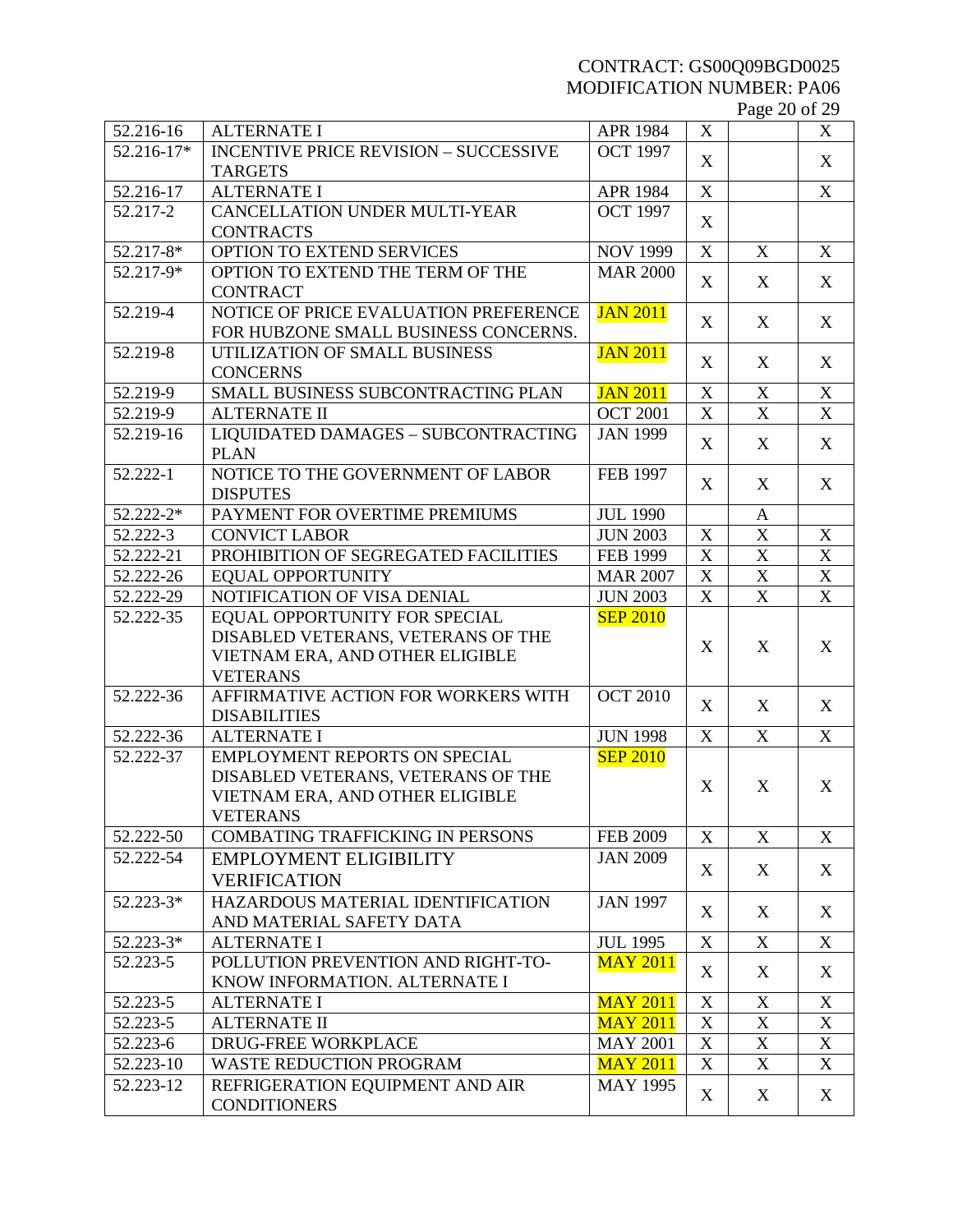CONTRACT: GS00Q09BGD0025
MODIFICATION NUMBER: PA06

| | | | | | |
|---|---|---|---|---|---|
| 52.216-16 | ALTERNATE I | APR 1984 | X | | X |
| 52.216-17* | INCENTIVE PRICE REVISION – SUCCESSIVE TARGETS | OCT 1997 | X | | X |
| 52.216-17 | ALTERNATE I | APR 1984 | X | | X |
| 52.217-2 | CANCELLATION UNDER MULTI-YEAR CONTRACTS | OCT 1997 | X | | |
| 52.217-8* | OPTION TO EXTEND SERVICES | NOV 1999 | X | X | X |
| 52.217-9* | OPTION TO EXTEND THE TERM OF THE CONTRACT | MAR 2000 | X | X | X |
| 52.219-4 | NOTICE OF PRICE EVALUATION PREFERENCE FOR HUBZONE SMALL BUSINESS CONCERNS. | JAN 2011 | X | X | X |
| 52.219-8 | UTILIZATION OF SMALL BUSINESS CONCERNS | JAN 2011 | X | X | X |
| 52.219-9 | SMALL BUSINESS SUBCONTRACTING PLAN | JAN 2011 | X | X | X |
| 52.219-9 | ALTERNATE II | OCT 2001 | X | X | X |
| 52.219-16 | LIQUIDATED DAMAGES – SUBCONTRACTING PLAN | JAN 1999 | X | X | X |
| 52.222-1 | NOTICE TO THE GOVERNMENT OF LABOR DISPUTES | FEB 1997 | X | X | X |
| 52.222-2* | PAYMENT FOR OVERTIME PREMIUMS | JUL 1990 | | A | |
| 52.222-3 | CONVICT LABOR | JUN 2003 | X | X | X |
| 52.222-21 | PROHIBITION OF SEGREGATED FACILITIES | FEB 1999 | X | X | X |
| 52.222-26 | EQUAL OPPORTUNITY | MAR 2007 | X | X | X |
| 52.222-29 | NOTIFICATION OF VISA DENIAL | JUN 2003 | X | X | X |
| 52.222-35 | EQUAL OPPORTUNITY FOR SPECIAL DISABLED VETERANS, VETERANS OF THE VIETNAM ERA, AND OTHER ELIGIBLE VETERANS | SEP 2010 | X | X | X |
| 52.222-36 | AFFIRMATIVE ACTION FOR WORKERS WITH DISABILITIES | OCT 2010 | X | X | X |
| 52.222-36 | ALTERNATE I | JUN 1998 | X | X | X |
| 52.222-37 | EMPLOYMENT REPORTS ON SPECIAL DISABLED VETERANS, VETERANS OF THE VIETNAM ERA, AND OTHER ELIGIBLE VETERANS | SEP 2010 | X | X | X |
| 52.222-50 | COMBATING TRAFFICKING IN PERSONS | FEB 2009 | X | X | X |
| 52.222-54 | EMPLOYMENT ELIGIBILITY VERIFICATION | JAN 2009 | X | X | X |
| 52.223-3* | HAZARDOUS MATERIAL IDENTIFICATION AND MATERIAL SAFETY DATA | JAN 1997 | X | X | X |
| 52.223-3* | ALTERNATE I | JUL 1995 | X | X | X |
| 52.223-5 | POLLUTION PREVENTION AND RIGHT-TO-KNOW INFORMATION. ALTERNATE I | MAY 2011 | X | X | X |
| 52.223-5 | ALTERNATE I | MAY 2011 | X | X | X |
| 52.223-5 | ALTERNATE II | MAY 2011 | X | X | X |
| 52.223-6 | DRUG-FREE WORKPLACE | MAY 2001 | X | X | X |
| 52.223-10 | WASTE REDUCTION PROGRAM | MAY 2011 | X | X | X |
| 52.223-12 | REFRIGERATION EQUIPMENT AND AIR CONDITIONERS | MAY 1995 | X | X | X |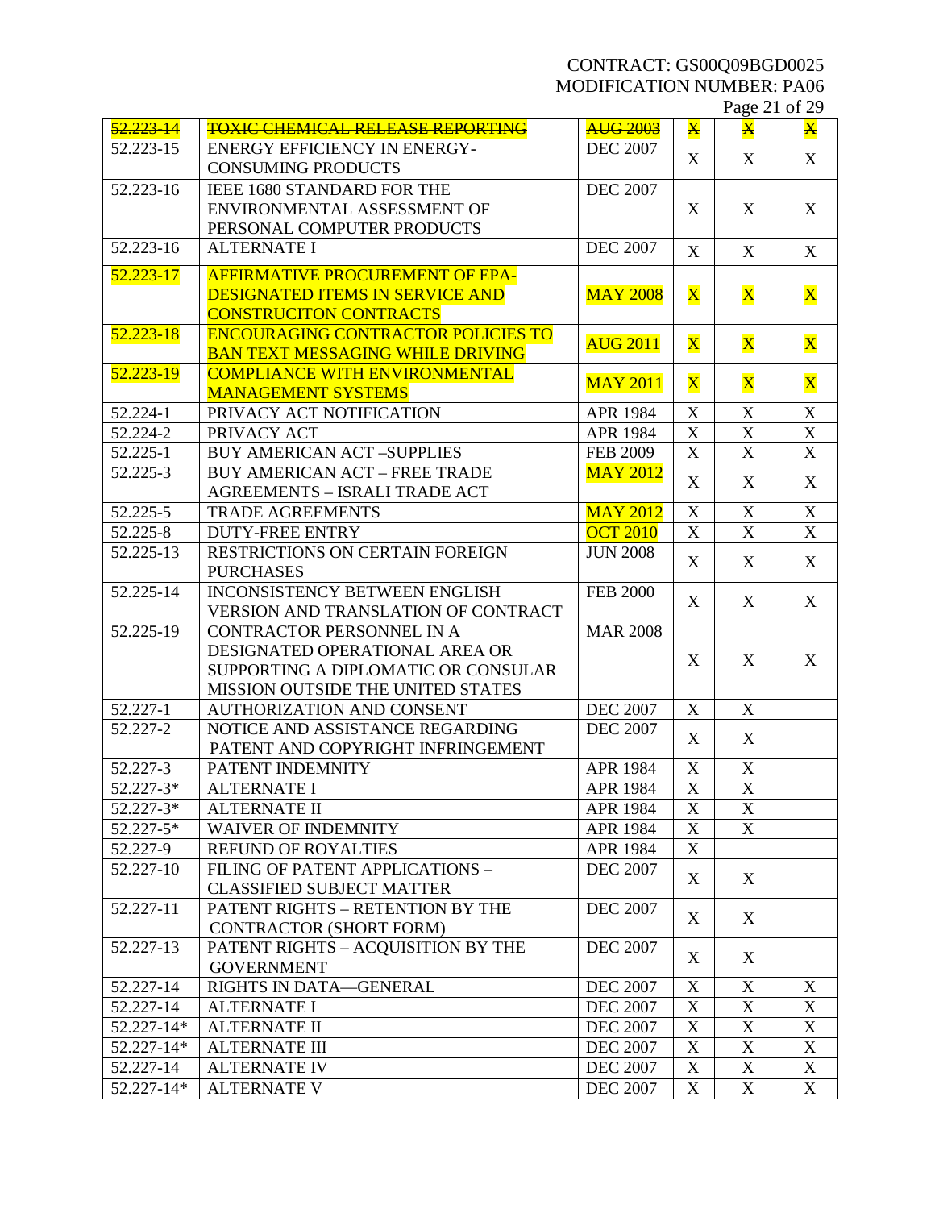| 52.223-14 | ~~TOXIC CHEMICAL RELEASE REPORTING~~ | ~~AUG 2003~~ | ~~X~~ | ~~X~~ | ~~X~~ |
|---|---|---|---|---|---|
| 52.223-15 | ENERGY EFFICIENCY IN ENERGY-CONSUMING PRODUCTS | DEC 2007 | X | X | X |
| 52.223-16 | IEEE 1680 STANDARD FOR THE ENVIRONMENTAL ASSESSMENT OF PERSONAL COMPUTER PRODUCTS | DEC 2007 | X | X | X |
| 52.223-16 | ALTERNATE I | DEC 2007 | X | X | X |
| 52.223-17 | AFFIRMATIVE PROCUREMENT OF EPA-DESIGNATED ITEMS IN SERVICE AND CONSTRUCITON CONTRACTS | MAY 2008 | X | X | X |
| 52.223-18 | ENCOURAGING CONTRACTOR POLICIES TO BAN TEXT MESSAGING WHILE DRIVING | AUG 2011 | X | X | X |
| 52.223-19 | COMPLIANCE WITH ENVIRONMENTAL MANAGEMENT SYSTEMS | MAY 2011 | X | X | X |
| 52.224-1 | PRIVACY ACT NOTIFICATION | APR 1984 | X | X | X |
| 52.224-2 | PRIVACY ACT | APR 1984 | X | X | X |
| 52.225-1 | BUY AMERICAN ACT –SUPPLIES | FEB 2009 | X | X | X |
| 52.225-3 | BUY AMERICAN ACT – FREE TRADE AGREEMENTS – ISRALI TRADE ACT | MAY 2012 | X | X | X |
| 52.225-5 | TRADE AGREEMENTS | MAY 2012 | X | X | X |
| 52.225-8 | DUTY-FREE ENTRY | OCT 2010 | X | X | X |
| 52.225-13 | RESTRICTIONS ON CERTAIN FOREIGN PURCHASES | JUN 2008 | X | X | X |
| 52.225-14 | INCONSISTENCY BETWEEN ENGLISH VERSION AND TRANSLATION OF CONTRACT | FEB 2000 | X | X | X |
| 52.225-19 | CONTRACTOR PERSONNEL IN A DESIGNATED OPERATIONAL AREA OR SUPPORTING A DIPLOMATIC OR CONSULAR MISSION OUTSIDE THE UNITED STATES | MAR 2008 | X | X | X |
| 52.227-1 | AUTHORIZATION AND CONSENT | DEC 2007 | X | X | |
| 52.227-2 | NOTICE AND ASSISTANCE REGARDING PATENT AND COPYRIGHT INFRINGEMENT | DEC 2007 | X | X | |
| 52.227-3 | PATENT INDEMNITY | APR 1984 | X | X | |
| 52.227-3* | ALTERNATE I | APR 1984 | X | X | |
| 52.227-3* | ALTERNATE II | APR 1984 | X | X | |
| 52.227-5* | WAIVER OF INDEMNITY | APR 1984 | X | X | |
| 52.227-9 | REFUND OF ROYALTIES | APR 1984 | X | | |
| 52.227-10 | FILING OF PATENT APPLICATIONS – CLASSIFIED SUBJECT MATTER | DEC 2007 | X | X | |
| 52.227-11 | PATENT RIGHTS – RETENTION BY THE CONTRACTOR (SHORT FORM) | DEC 2007 | X | X | |
| 52.227-13 | PATENT RIGHTS – ACQUISITION BY THE GOVERNMENT | DEC 2007 | X | X | |
| 52.227-14 | RIGHTS IN DATA—GENERAL | DEC 2007 | X | X | X |
| 52.227-14 | ALTERNATE I | DEC 2007 | X | X | X |
| 52.227-14* | ALTERNATE II | DEC 2007 | X | X | X |
| 52.227-14* | ALTERNATE III | DEC 2007 | X | X | X |
| 52.227-14 | ALTERNATE IV | DEC 2007 | X | X | X |
| 52.227-14* | ALTERNATE V | DEC 2007 | X | X | X |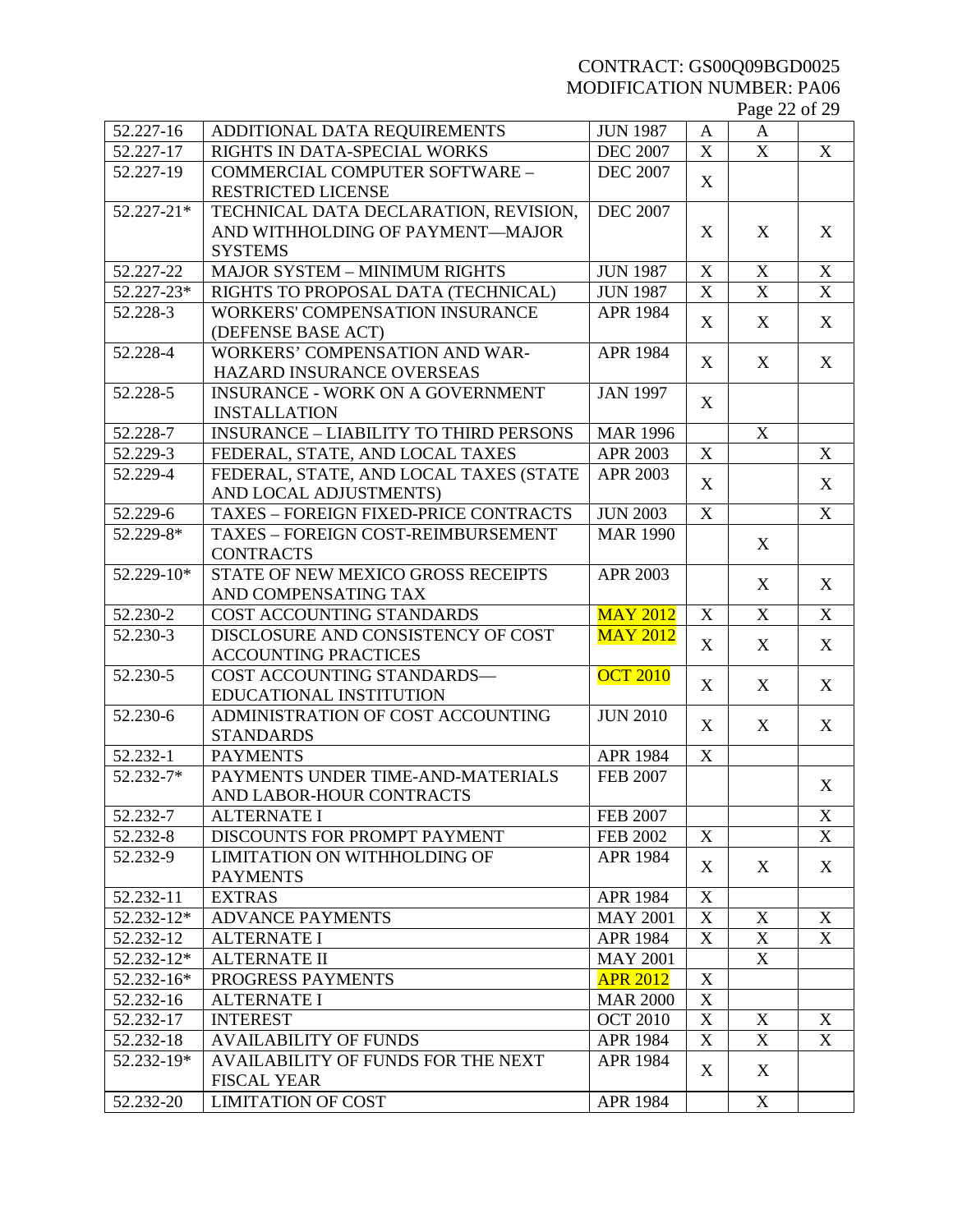| 52.227-16 | ADDITIONAL DATA REQUIREMENTS | JUN 1987 | A | A | |
|---|---|---|---|---|---|
| 52.227-17 | RIGHTS IN DATA-SPECIAL WORKS | DEC 2007 | X | X | X |
| 52.227-19 | COMMERCIAL COMPUTER SOFTWARE – RESTRICTED LICENSE | DEC 2007 | X | | |
| 52.227-21* | TECHNICAL DATA DECLARATION, REVISION, AND WITHHOLDING OF PAYMENT—MAJOR SYSTEMS | DEC 2007 | X | X | X |
| 52.227-22 | MAJOR SYSTEM – MINIMUM RIGHTS | JUN 1987 | X | X | X |
| 52.227-23* | RIGHTS TO PROPOSAL DATA (TECHNICAL) | JUN 1987 | X | X | X |
| 52.228-3 | WORKERS' COMPENSATION INSURANCE (DEFENSE BASE ACT) | APR 1984 | X | X | X |
| 52.228-4 | WORKERS' COMPENSATION AND WAR-HAZARD INSURANCE OVERSEAS | APR 1984 | X | X | X |
| 52.228-5 | INSURANCE - WORK ON A GOVERNMENT INSTALLATION | JAN 1997 | X | | |
| 52.228-7 | INSURANCE – LIABILITY TO THIRD PERSONS | MAR 1996 | | X | |
| 52.229-3 | FEDERAL, STATE, AND LOCAL TAXES | APR 2003 | X | | X |
| 52.229-4 | FEDERAL, STATE, AND LOCAL TAXES (STATE AND LOCAL ADJUSTMENTS) | APR 2003 | X | | X |
| 52.229-6 | TAXES – FOREIGN FIXED-PRICE CONTRACTS | JUN 2003 | X | | X |
| 52.229-8* | TAXES – FOREIGN COST-REIMBURSEMENT CONTRACTS | MAR 1990 | | X | |
| 52.229-10* | STATE OF NEW MEXICO GROSS RECEIPTS AND COMPENSATING TAX | APR 2003 | | X | X |
| 52.230-2 | COST ACCOUNTING STANDARDS | MAY 2012 | X | X | X |
| 52.230-3 | DISCLOSURE AND CONSISTENCY OF COST ACCOUNTING PRACTICES | MAY 2012 | X | X | X |
| 52.230-5 | COST ACCOUNTING STANDARDS—EDUCATIONAL INSTITUTION | OCT 2010 | X | X | X |
| 52.230-6 | ADMINISTRATION OF COST ACCOUNTING STANDARDS | JUN 2010 | X | X | X |
| 52.232-1 | PAYMENTS | APR 1984 | X | | |
| 52.232-7* | PAYMENTS UNDER TIME-AND-MATERIALS AND LABOR-HOUR CONTRACTS | FEB 2007 | | | X |
| 52.232-7 | ALTERNATE I | FEB 2007 | | | X |
| 52.232-8 | DISCOUNTS FOR PROMPT PAYMENT | FEB 2002 | X | | X |
| 52.232-9 | LIMITATION ON WITHHOLDING OF PAYMENTS | APR 1984 | X | X | X |
| 52.232-11 | EXTRAS | APR 1984 | X | | |
| 52.232-12* | ADVANCE PAYMENTS | MAY 2001 | X | X | X |
| 52.232-12 | ALTERNATE I | APR 1984 | X | X | X |
| 52.232-12* | ALTERNATE II | MAY 2001 | | X | |
| 52.232-16* | PROGRESS PAYMENTS | APR 2012 | X | | |
| 52.232-16 | ALTERNATE I | MAR 2000 | X | | |
| 52.232-17 | INTEREST | OCT 2010 | X | X | X |
| 52.232-18 | AVAILABILITY OF FUNDS | APR 1984 | X | X | X |
| 52.232-19* | AVAILABILITY OF FUNDS FOR THE NEXT FISCAL YEAR | APR 1984 | X | X | |
| 52.232-20 | LIMITATION OF COST | APR 1984 | | X | |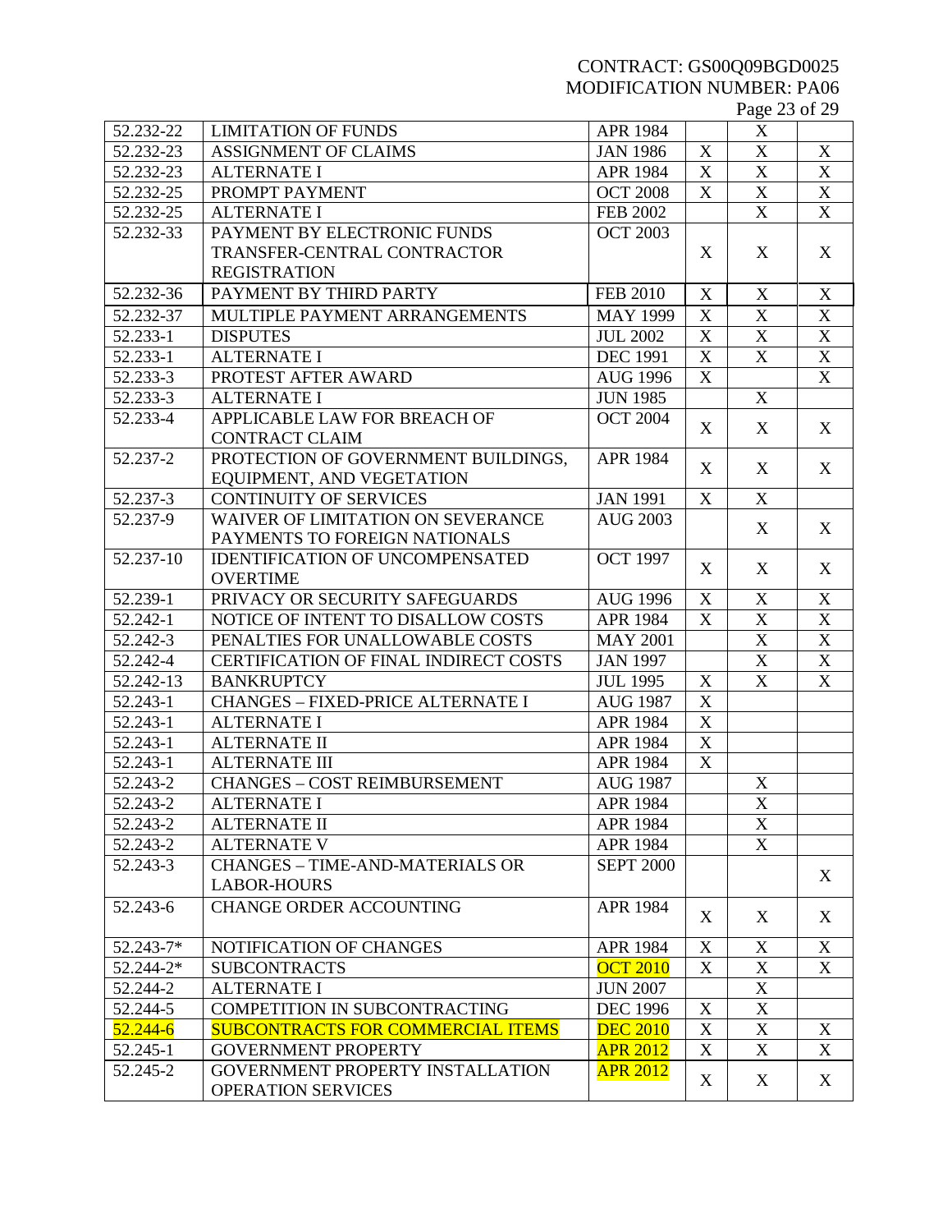| 52.232-22 | LIMITATION OF FUNDS | APR 1984 | | X | |
|---|---|---|---|---|---|
| 52.232-23 | ASSIGNMENT OF CLAIMS | JAN 1986 | X | X | X |
| 52.232-23 | ALTERNATE I | APR 1984 | X | X | X |
| 52.232-25 | PROMPT PAYMENT | OCT 2008 | X | X | X |
| 52.232-25 | ALTERNATE I | FEB 2002 | | X | X |
| 52.232-33 | PAYMENT BY ELECTRONIC FUNDS TRANSFER-CENTRAL CONTRACTOR REGISTRATION | OCT 2003 | X | X | X |
| 52.232-36 | PAYMENT BY THIRD PARTY | FEB 2010 | X | X | X |
| 52.232-37 | MULTIPLE PAYMENT ARRANGEMENTS | MAY 1999 | X | X | X |
| 52.233-1 | DISPUTES | JUL 2002 | X | X | X |
| 52.233-1 | ALTERNATE I | DEC 1991 | X | X | X |
| 52.233-3 | PROTEST AFTER AWARD | AUG 1996 | X | | X |
| 52.233-3 | ALTERNATE I | JUN 1985 | | X | |
| 52.233-4 | APPLICABLE LAW FOR BREACH OF CONTRACT CLAIM | OCT 2004 | X | X | X |
| 52.237-2 | PROTECTION OF GOVERNMENT BUILDINGS, EQUIPMENT, AND VEGETATION | APR 1984 | X | X | X |
| 52.237-3 | CONTINUITY OF SERVICES | JAN 1991 | X | X | |
| 52.237-9 | WAIVER OF LIMITATION ON SEVERANCE PAYMENTS TO FOREIGN NATIONALS | AUG 2003 | | X | X |
| 52.237-10 | IDENTIFICATION OF UNCOMPENSATED OVERTIME | OCT 1997 | X | X | X |
| 52.239-1 | PRIVACY OR SECURITY SAFEGUARDS | AUG 1996 | X | X | X |
| 52.242-1 | NOTICE OF INTENT TO DISALLOW COSTS | APR 1984 | X | X | X |
| 52.242-3 | PENALTIES FOR UNALLOWABLE COSTS | MAY 2001 | | X | X |
| 52.242-4 | CERTIFICATION OF FINAL INDIRECT COSTS | JAN 1997 | | X | X |
| 52.242-13 | BANKRUPTCY | JUL 1995 | X | X | X |
| 52.243-1 | CHANGES – FIXED-PRICE ALTERNATE I | AUG 1987 | X | | |
| 52.243-1 | ALTERNATE I | APR 1984 | X | | |
| 52.243-1 | ALTERNATE II | APR 1984 | X | | |
| 52.243-1 | ALTERNATE III | APR 1984 | X | | |
| 52.243-2 | CHANGES – COST REIMBURSEMENT | AUG 1987 | | X | |
| 52.243-2 | ALTERNATE I | APR 1984 | | X | |
| 52.243-2 | ALTERNATE II | APR 1984 | | X | |
| 52.243-2 | ALTERNATE V | APR 1984 | | X | |
| 52.243-3 | CHANGES – TIME-AND-MATERIALS OR LABOR-HOURS | SEPT 2000 | | | X |
| 52.243-6 | CHANGE ORDER ACCOUNTING | APR 1984 | X | X | X |
| 52.243-7* | NOTIFICATION OF CHANGES | APR 1984 | X | X | X |
| 52.244-2* | SUBCONTRACTS | OCT 2010 | X | X | X |
| 52.244-2 | ALTERNATE I | JUN 2007 | | X | |
| 52.244-5 | COMPETITION IN SUBCONTRACTING | DEC 1996 | X | X | |
| 52.244-6 | SUBCONTRACTS FOR COMMERCIAL ITEMS | DEC 2010 | X | X | X |
| 52.245-1 | GOVERNMENT PROPERTY | APR 2012 | X | X | X |
| 52.245-2 | GOVERNMENT PROPERTY INSTALLATION OPERATION SERVICES | APR 2012 | X | X | X |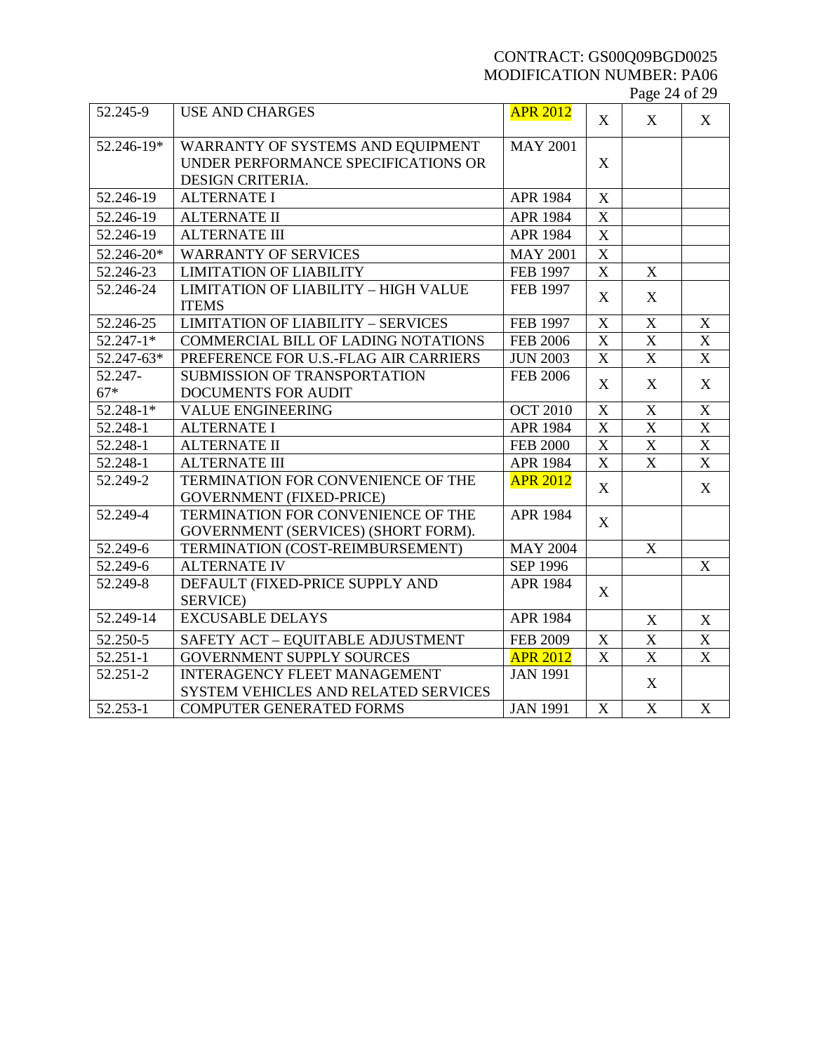| 52.245-9 | USE AND CHARGES | APR 2012 | X | X | X |
|---|---|---|---|---|---|
| 52.246-19* | WARRANTY OF SYSTEMS AND EQUIPMENT UNDER PERFORMANCE SPECIFICATIONS OR DESIGN CRITERIA. | MAY 2001 | X | | |
| 52.246-19 | ALTERNATE I | APR 1984 | X | | |
| 52.246-19 | ALTERNATE II | APR 1984 | X | | |
| 52.246-19 | ALTERNATE III | APR 1984 | X | | |
| 52.246-20* | WARRANTY OF SERVICES | MAY 2001 | X | | |
| 52.246-23 | LIMITATION OF LIABILITY | FEB 1997 | X | X | |
| 52.246-24 | LIMITATION OF LIABILITY – HIGH VALUE ITEMS | FEB 1997 | X | X | |
| 52.246-25 | LIMITATION OF LIABILITY – SERVICES | FEB 1997 | X | X | X |
| 52.247-1* | COMMERCIAL BILL OF LADING NOTATIONS | FEB 2006 | X | X | X |
| 52.247-63* | PREFERENCE FOR U.S.-FLAG AIR CARRIERS | JUN 2003 | X | X | X |
| 52.247-67* | SUBMISSION OF TRANSPORTATION DOCUMENTS FOR AUDIT | FEB 2006 | X | X | X |
| 52.248-1* | VALUE ENGINEERING | OCT 2010 | X | X | X |
| 52.248-1 | ALTERNATE I | APR 1984 | X | X | X |
| 52.248-1 | ALTERNATE II | FEB 2000 | X | X | X |
| 52.248-1 | ALTERNATE III | APR 1984 | X | X | X |
| 52.249-2 | TERMINATION FOR CONVENIENCE OF THE GOVERNMENT (FIXED-PRICE) | APR 2012 | X | | X |
| 52.249-4 | TERMINATION FOR CONVENIENCE OF THE GOVERNMENT (SERVICES) (SHORT FORM). | APR 1984 | X | | |
| 52.249-6 | TERMINATION (COST-REIMBURSEMENT) | MAY 2004 | | X | |
| 52.249-6 | ALTERNATE IV | SEP 1996 | | | X |
| 52.249-8 | DEFAULT (FIXED-PRICE SUPPLY AND SERVICE) | APR 1984 | X | | |
| 52.249-14 | EXCUSABLE DELAYS | APR 1984 | | X | X |
| 52.250-5 | SAFETY ACT – EQUITABLE ADJUSTMENT | FEB 2009 | X | X | X |
| 52.251-1 | GOVERNMENT SUPPLY SOURCES | APR 2012 | X | X | X |
| 52.251-2 | INTERAGENCY FLEET MANAGEMENT SYSTEM VEHICLES AND RELATED SERVICES | JAN 1991 | | X | |
| 52.253-1 | COMPUTER GENERATED FORMS | JAN 1991 | X | X | X |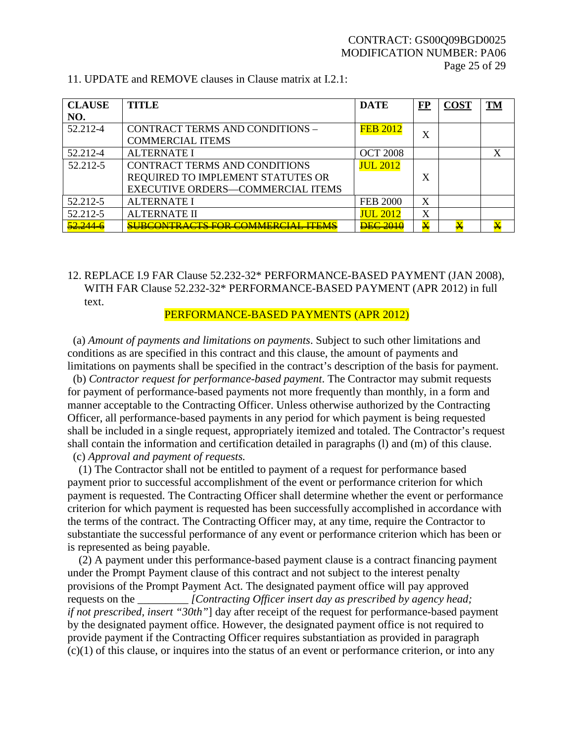11. UPDATE and REMOVE clauses in Clause matrix at I.2.1:

| CLAUSE NO. | TITLE | DATE | FP | COST | TM |
|---|---|---|---|---|---|
| 52.212-4 | CONTRACT TERMS AND CONDITIONS – COMMERCIAL ITEMS | FEB 2012 | X | | |
| 52.212-4 | ALTERNATE I | OCT 2008 | | | X |
| 52.212-5 | CONTRACT TERMS AND CONDITIONS REQUIRED TO IMPLEMENT STATUTES OR EXECUTIVE ORDERS—COMMERCIAL ITEMS | JUL 2012 | X | | |
| 52.212-5 | ALTERNATE I | FEB 2000 | X | | |
| 52.212-5 | ALTERNATE II | JUL 2012 | X | | |
| ~~52.244-6~~ | ~~SUBCONTRACTS FOR COMMERCIAL ITEMS~~ | ~~DEC 2010~~ | ~~X~~ | ~~X~~ | ~~X~~ |

12. REPLACE I.9 FAR Clause 52.232-32* PERFORMANCE-BASED PAYMENT (JAN 2008), WITH FAR Clause 52.232-32* PERFORMANCE-BASED PAYMENT (APR 2012) in full text.

PERFORMANCE-BASED PAYMENTS (APR 2012)

(a) *Amount of payments and limitations on payments*. Subject to such other limitations and conditions as are specified in this contract and this clause, the amount of payments and limitations on payments shall be specified in the contract's description of the basis for payment.

(b) *Contractor request for performance-based payment*. The Contractor may submit requests for payment of performance-based payments not more frequently than monthly, in a form and manner acceptable to the Contracting Officer. Unless otherwise authorized by the Contracting Officer, all performance-based payments in any period for which payment is being requested shall be included in a single request, appropriately itemized and totaled. The Contractor's request shall contain the information and certification detailed in paragraphs (l) and (m) of this clause.

(c) *Approval and payment of requests.*

(1) The Contractor shall not be entitled to payment of a request for performance based payment prior to successful accomplishment of the event or performance criterion for which payment is requested. The Contracting Officer shall determine whether the event or performance criterion for which payment is requested has been successfully accomplished in accordance with the terms of the contract. The Contracting Officer may, at any time, require the Contractor to substantiate the successful performance of any event or performance criterion which has been or is represented as being payable.

(2) A payment under this performance-based payment clause is a contract financing payment under the Prompt Payment clause of this contract and not subject to the interest penalty provisions of the Prompt Payment Act. The designated payment office will pay approved requests on the _________ *[Contracting Officer insert day as prescribed by agency head; if not prescribed, insert "30th"*] day after receipt of the request for performance-based payment by the designated payment office. However, the designated payment office is not required to provide payment if the Contracting Officer requires substantiation as provided in paragraph (c)(1) of this clause, or inquires into the status of an event or performance criterion, or into any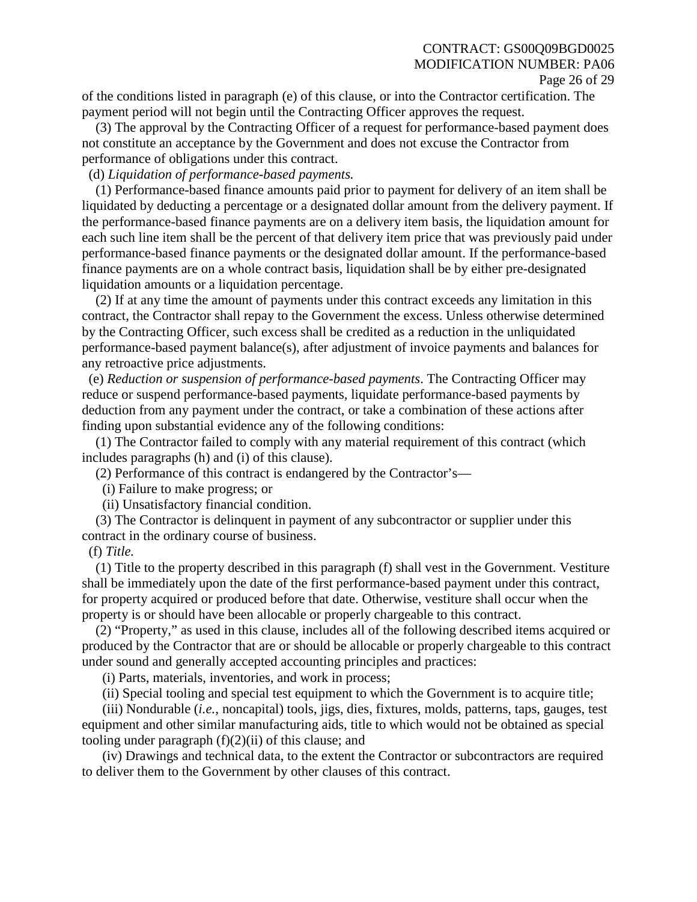of the conditions listed in paragraph (e) of this clause, or into the Contractor certification. The payment period will not begin until the Contracting Officer approves the request.

(3) The approval by the Contracting Officer of a request for performance-based payment does not constitute an acceptance by the Government and does not excuse the Contractor from performance of obligations under this contract.

(d) *Liquidation of performance-based payments.*

(1) Performance-based finance amounts paid prior to payment for delivery of an item shall be liquidated by deducting a percentage or a designated dollar amount from the delivery payment. If the performance-based finance payments are on a delivery item basis, the liquidation amount for each such line item shall be the percent of that delivery item price that was previously paid under performance-based finance payments or the designated dollar amount. If the performance-based finance payments are on a whole contract basis, liquidation shall be by either pre-designated liquidation amounts or a liquidation percentage.

(2) If at any time the amount of payments under this contract exceeds any limitation in this contract, the Contractor shall repay to the Government the excess. Unless otherwise determined by the Contracting Officer, such excess shall be credited as a reduction in the unliquidated performance-based payment balance(s), after adjustment of invoice payments and balances for any retroactive price adjustments.

(e) *Reduction or suspension of performance-based payments*. The Contracting Officer may reduce or suspend performance-based payments, liquidate performance-based payments by deduction from any payment under the contract, or take a combination of these actions after finding upon substantial evidence any of the following conditions:

(1) The Contractor failed to comply with any material requirement of this contract (which includes paragraphs (h) and (i) of this clause).

(2) Performance of this contract is endangered by the Contractor's—

(i) Failure to make progress; or

(ii) Unsatisfactory financial condition.

(3) The Contractor is delinquent in payment of any subcontractor or supplier under this contract in the ordinary course of business.

(f) *Title.*

(1) Title to the property described in this paragraph (f) shall vest in the Government. Vestiture shall be immediately upon the date of the first performance-based payment under this contract, for property acquired or produced before that date. Otherwise, vestiture shall occur when the property is or should have been allocable or properly chargeable to this contract.

(2) "Property," as used in this clause, includes all of the following described items acquired or produced by the Contractor that are or should be allocable or properly chargeable to this contract under sound and generally accepted accounting principles and practices:

(i) Parts, materials, inventories, and work in process;

(ii) Special tooling and special test equipment to which the Government is to acquire title;

(iii) Nondurable (*i.e.,* noncapital) tools, jigs, dies, fixtures, molds, patterns, taps, gauges, test equipment and other similar manufacturing aids, title to which would not be obtained as special tooling under paragraph (f)(2)(ii) of this clause; and

(iv) Drawings and technical data, to the extent the Contractor or subcontractors are required to deliver them to the Government by other clauses of this contract.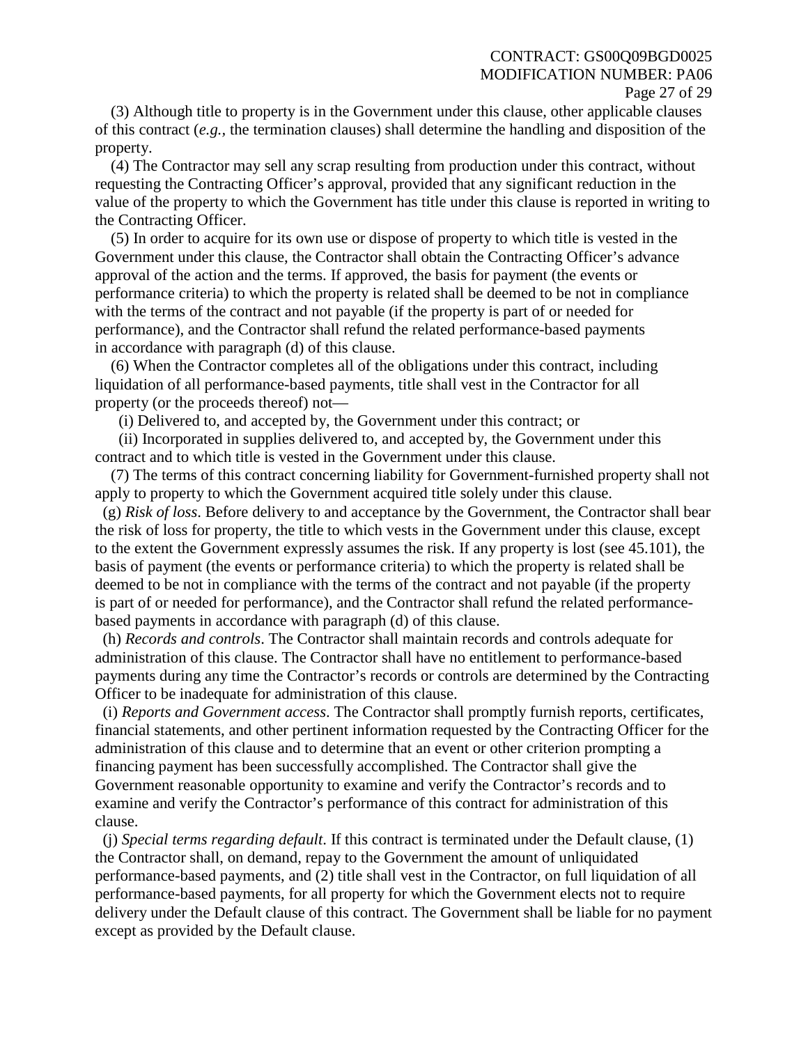(3) Although title to property is in the Government under this clause, other applicable clauses of this contract (*e.g.,* the termination clauses) shall determine the handling and disposition of the property.

(4) The Contractor may sell any scrap resulting from production under this contract, without requesting the Contracting Officer's approval, provided that any significant reduction in the value of the property to which the Government has title under this clause is reported in writing to the Contracting Officer.

(5) In order to acquire for its own use or dispose of property to which title is vested in the Government under this clause, the Contractor shall obtain the Contracting Officer's advance approval of the action and the terms. If approved, the basis for payment (the events or performance criteria) to which the property is related shall be deemed to be not in compliance with the terms of the contract and not payable (if the property is part of or needed for performance), and the Contractor shall refund the related performance-based payments in accordance with paragraph (d) of this clause.

(6) When the Contractor completes all of the obligations under this contract, including liquidation of all performance-based payments, title shall vest in the Contractor for all property (or the proceeds thereof) not—

(i) Delivered to, and accepted by, the Government under this contract; or

(ii) Incorporated in supplies delivered to, and accepted by, the Government under this contract and to which title is vested in the Government under this clause.

(7) The terms of this contract concerning liability for Government-furnished property shall not apply to property to which the Government acquired title solely under this clause.

(g) *Risk of loss*. Before delivery to and acceptance by the Government, the Contractor shall bear the risk of loss for property, the title to which vests in the Government under this clause, except to the extent the Government expressly assumes the risk. If any property is lost (see 45.101), the basis of payment (the events or performance criteria) to which the property is related shall be deemed to be not in compliance with the terms of the contract and not payable (if the property is part of or needed for performance), and the Contractor shall refund the related performance-based payments in accordance with paragraph (d) of this clause.

(h) *Records and controls*. The Contractor shall maintain records and controls adequate for administration of this clause. The Contractor shall have no entitlement to performance-based payments during any time the Contractor's records or controls are determined by the Contracting Officer to be inadequate for administration of this clause.

(i) *Reports and Government access*. The Contractor shall promptly furnish reports, certificates, financial statements, and other pertinent information requested by the Contracting Officer for the administration of this clause and to determine that an event or other criterion prompting a financing payment has been successfully accomplished. The Contractor shall give the Government reasonable opportunity to examine and verify the Contractor's records and to examine and verify the Contractor's performance of this contract for administration of this clause.

(j) *Special terms regarding default*. If this contract is terminated under the Default clause, (1) the Contractor shall, on demand, repay to the Government the amount of unliquidated performance-based payments, and (2) title shall vest in the Contractor, on full liquidation of all performance-based payments, for all property for which the Government elects not to require delivery under the Default clause of this contract. The Government shall be liable for no payment except as provided by the Default clause.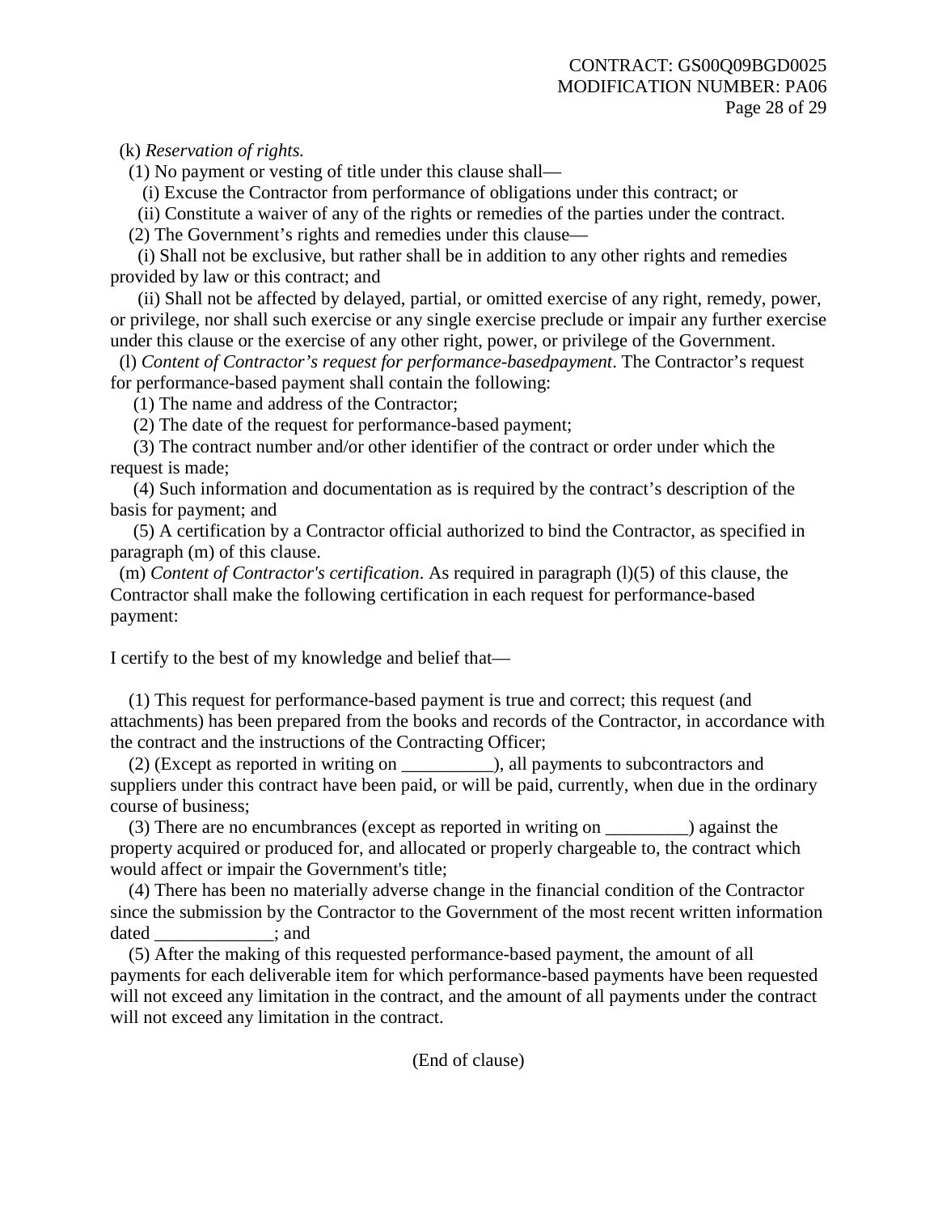(k) *Reservation of rights.*

(1) No payment or vesting of title under this clause shall—

(i) Excuse the Contractor from performance of obligations under this contract; or

(ii) Constitute a waiver of any of the rights or remedies of the parties under the contract.

(2) The Government's rights and remedies under this clause—

(i) Shall not be exclusive, but rather shall be in addition to any other rights and remedies provided by law or this contract; and

(ii) Shall not be affected by delayed, partial, or omitted exercise of any right, remedy, power, or privilege, nor shall such exercise or any single exercise preclude or impair any further exercise under this clause or the exercise of any other right, power, or privilege of the Government.

(l) *Content of Contractor's request for performance-basedpayment*. The Contractor's request for performance-based payment shall contain the following:

(1) The name and address of the Contractor;

(2) The date of the request for performance-based payment;

(3) The contract number and/or other identifier of the contract or order under which the request is made;

(4) Such information and documentation as is required by the contract's description of the basis for payment; and

(5) A certification by a Contractor official authorized to bind the Contractor, as specified in paragraph (m) of this clause.

(m) *Content of Contractor's certification*. As required in paragraph (l)(5) of this clause, the Contractor shall make the following certification in each request for performance-based payment:

I certify to the best of my knowledge and belief that—

(1) This request for performance-based payment is true and correct; this request (and attachments) has been prepared from the books and records of the Contractor, in accordance with the contract and the instructions of the Contracting Officer;

(2) (Except as reported in writing on __________), all payments to subcontractors and suppliers under this contract have been paid, or will be paid, currently, when due in the ordinary course of business;

(3) There are no encumbrances (except as reported in writing on _________) against the property acquired or produced for, and allocated or properly chargeable to, the contract which would affect or impair the Government's title;

(4) There has been no materially adverse change in the financial condition of the Contractor since the submission by the Contractor to the Government of the most recent written information dated _____________; and

(5) After the making of this requested performance-based payment, the amount of all payments for each deliverable item for which performance-based payments have been requested will not exceed any limitation in the contract, and the amount of all payments under the contract will not exceed any limitation in the contract.

(End of clause)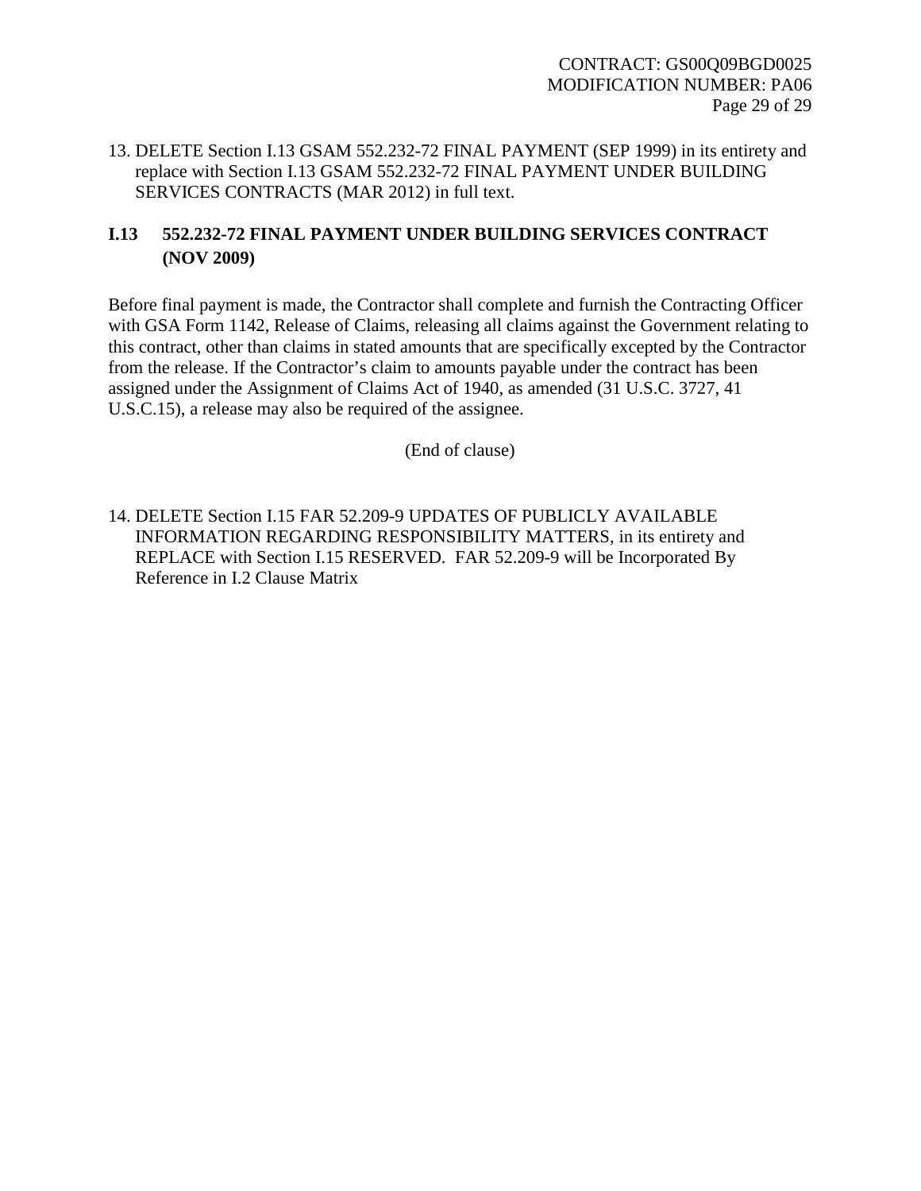13. DELETE Section I.13 GSAM 552.232-72 FINAL PAYMENT (SEP 1999) in its entirety and replace with Section I.13 GSAM 552.232-72 FINAL PAYMENT UNDER BUILDING SERVICES CONTRACTS (MAR 2012) in full text.

**I.13 552.232-72 FINAL PAYMENT UNDER BUILDING SERVICES CONTRACT (NOV 2009)**

Before final payment is made, the Contractor shall complete and furnish the Contracting Officer with GSA Form 1142, Release of Claims, releasing all claims against the Government relating to this contract, other than claims in stated amounts that are specifically excepted by the Contractor from the release. If the Contractor's claim to amounts payable under the contract has been assigned under the Assignment of Claims Act of 1940, as amended (31 U.S.C. 3727, 41 U.S.C.15), a release may also be required of the assignee.

(End of clause)

14. DELETE Section I.15 FAR 52.209-9 UPDATES OF PUBLICLY AVAILABLE INFORMATION REGARDING RESPONSIBILITY MATTERS, in its entirety and REPLACE with Section I.15 RESERVED. FAR 52.209-9 will be Incorporated By Reference in I.2 Clause Matrix